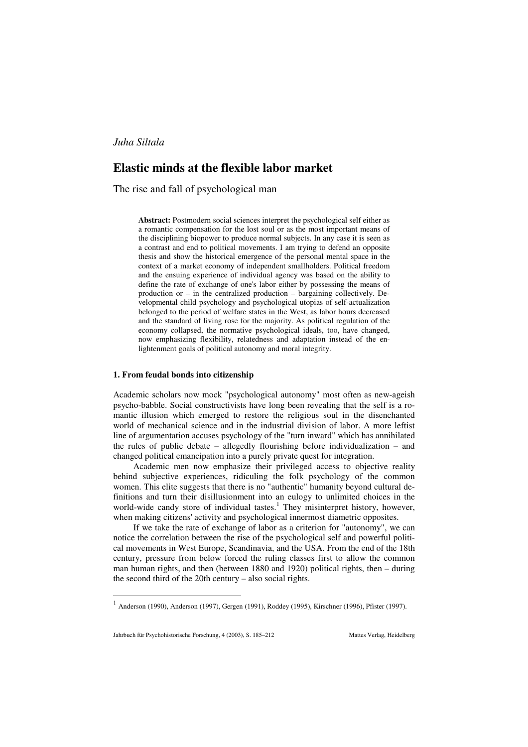*Juha Siltala*

# Elastic minds at the flexible labor market

The rise and fall of psychological man

> **Abstract:** Postmodern social sciences interpret the psychological self either as a romantic compensation for the lost soul or as the most important means of the disciplining biopower to produce normal subjects. In any case it is seen as a contrast and end to political movements. I am trying to defend an opposite thesis and show the historical emergence of the personal mental space in the context of a market economy of independent smallholders. Political freedom and the ensuing experience of individual agency was based on the ability to define the rate of exchange of one's labor either by possessing the means of production or – in the centralized production – bargaining collectively. Developmental child psychology and psychological utopias of self-actualization belonged to the period of welfare states in the West, as labor hours decreased and the standard of living rose for the majority. As political regulation of the economy collapsed, the normative psychological ideals, too, have changed, now emphasizing flexibility, relatedness and adaptation instead of the enlightenment goals of political autonomy and moral integrity.

### 1. From feudal bonds into citizenship

Academic scholars now mock "psychological autonomy" most often as new-ageish psycho-babble. Social constructivists have long been revealing that the self is a romantic illusion which emerged to restore the religious soul in the disenchanted world of mechanical science and in the industrial division of labor. A more leftist line of argumentation accuses psychology of the "turn inward" which has annihilated the rules of public debate – allegedly flourishing before individualization – and changed political emancipation into a purely private quest for integration.

Academic men now emphasize their privileged access to objective reality behind subjective experiences, ridiculing the folk psychology of the common women. This elite suggests that there is no "authentic" humanity beyond cultural definitions and turn their disillusionment into an eulogy to unlimited choices in the world-wide candy store of individual tastes.[1] They misinterpret history, however, when making citizens' activity and psychological innermost diametric opposites.

If we take the rate of exchange of labor as a criterion for "autonomy", we can notice the correlation between the rise of the psychological self and powerful political movements in West Europe, Scandinavia, and the USA. From the end of the 18th century, pressure from below forced the ruling classes first to allow the common man human rights, and then (between 1880 and 1920) political rights, then – during the second third of the 20th century – also social rights.

[1] Anderson (1990), Anderson (1997), Gergen (1991), Roddey (1995), Kirschner (1996), Pfister (1997).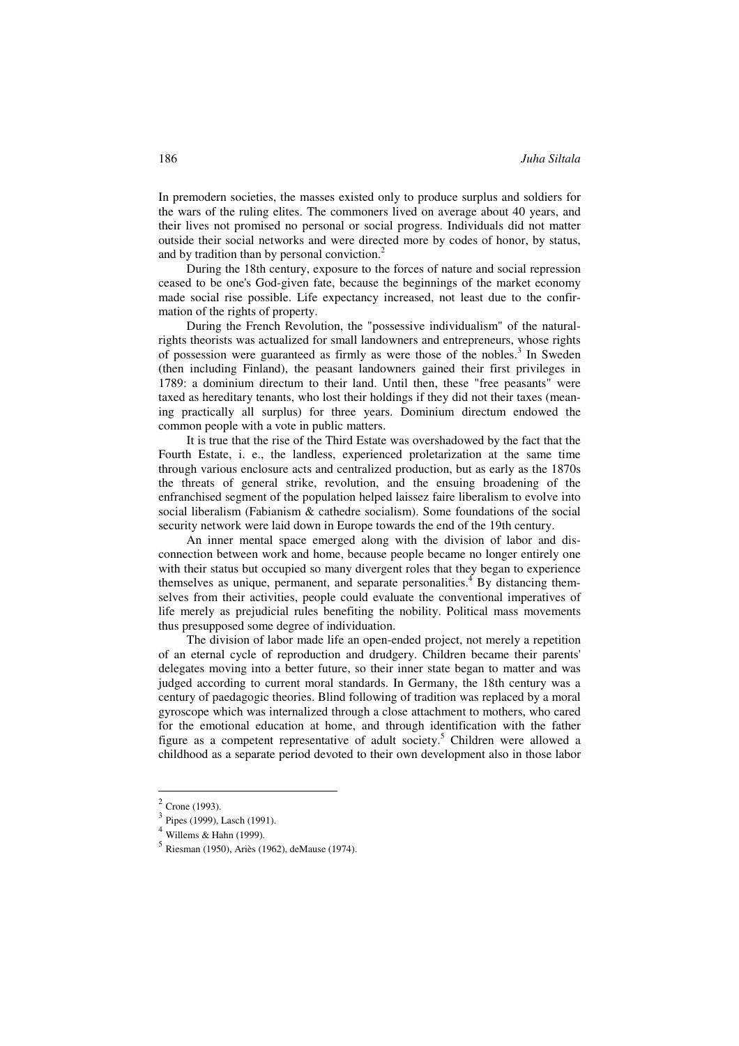In premodern societies, the masses existed only to produce surplus and soldiers for the wars of the ruling elites. The commoners lived on average about 40 years, and their lives not promised no personal or social progress. Individuals did not matter outside their social networks and were directed more by codes of honor, by status, and by tradition than by personal conviction.[2]

During the 18th century, exposure to the forces of nature and social repression ceased to be one's God-given fate, because the beginnings of the market economy made social rise possible. Life expectancy increased, not least due to the confirmation of the rights of property.

During the French Revolution, the "possessive individualism" of the natural-rights theorists was actualized for small landowners and entrepreneurs, whose rights of possession were guaranteed as firmly as were those of the nobles.[3] In Sweden (then including Finland), the peasant landowners gained their first privileges in 1789: a dominium directum to their land. Until then, these "free peasants" were taxed as hereditary tenants, who lost their holdings if they did not their taxes (meaning practically all surplus) for three years. Dominium directum endowed the common people with a vote in public matters.

It is true that the rise of the Third Estate was overshadowed by the fact that the Fourth Estate, i. e., the landless, experienced proletarization at the same time through various enclosure acts and centralized production, but as early as the 1870s the threats of general strike, revolution, and the ensuing broadening of the enfranchised segment of the population helped laissez faire liberalism to evolve into social liberalism (Fabianism & cathedre socialism). Some foundations of the social security network were laid down in Europe towards the end of the 19th century.

An inner mental space emerged along with the division of labor and disconnection between work and home, because people became no longer entirely one with their status but occupied so many divergent roles that they began to experience themselves as unique, permanent, and separate personalities.[4] By distancing themselves from their activities, people could evaluate the conventional imperatives of life merely as prejudicial rules benefiting the nobility. Political mass movements thus presupposed some degree of individuation.

The division of labor made life an open-ended project, not merely a repetition of an eternal cycle of reproduction and drudgery. Children became their parents' delegates moving into a better future, so their inner state began to matter and was judged according to current moral standards. In Germany, the 18th century was a century of paedagogic theories. Blind following of tradition was replaced by a moral gyroscope which was internalized through a close attachment to mothers, who cared for the emotional education at home, and through identification with the father figure as a competent representative of adult society.[5] Children were allowed a childhood as a separate period devoted to their own development also in those labor

---

[2] Crone (1993).

[3] Pipes (1999), Lasch (1991).

[4] Willems & Hahn (1999).

[5] Riesman (1950), Ariès (1962), deMause (1974).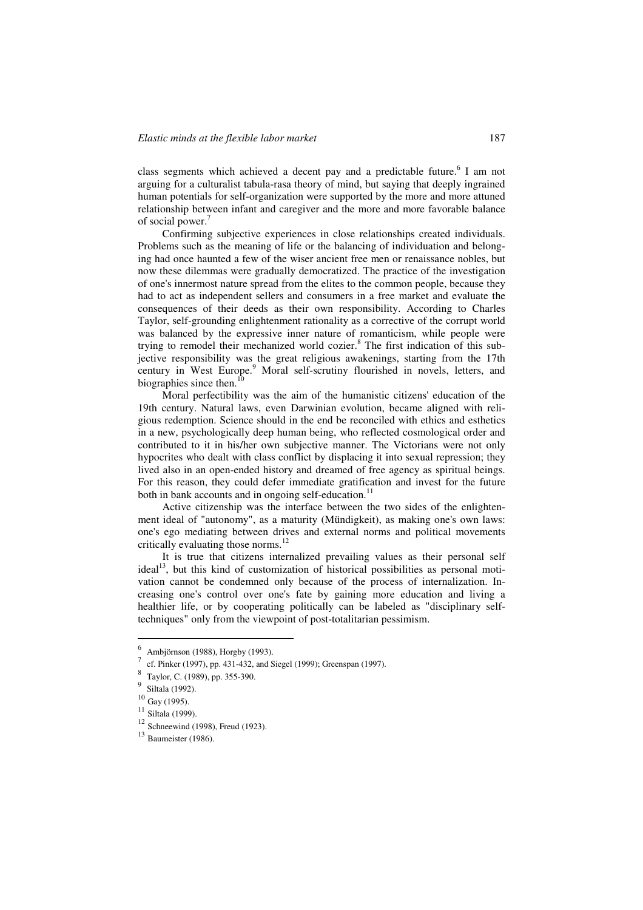class segments which achieved a decent pay and a predictable future.[6] I am not arguing for a culturalist tabula-rasa theory of mind, but saying that deeply ingrained human potentials for self-organization were supported by the more and more attuned relationship between infant and caregiver and the more and more favorable balance of social power.[7]

Confirming subjective experiences in close relationships created individuals. Problems such as the meaning of life or the balancing of individuation and belonging had once haunted a few of the wiser ancient free men or renaissance nobles, but now these dilemmas were gradually democratized. The practice of the investigation of one's innermost nature spread from the elites to the common people, because they had to act as independent sellers and consumers in a free market and evaluate the consequences of their deeds as their own responsibility. According to Charles Taylor, self-grounding enlightenment rationality as a corrective of the corrupt world was balanced by the expressive inner nature of romanticism, while people were trying to remodel their mechanized world cozier.[8] The first indication of this subjective responsibility was the great religious awakenings, starting from the 17th century in West Europe.[9] Moral self-scrutiny flourished in novels, letters, and biographies since then.[10]

Moral perfectibility was the aim of the humanistic citizens' education of the 19th century. Natural laws, even Darwinian evolution, became aligned with religious redemption. Science should in the end be reconciled with ethics and esthetics in a new, psychologically deep human being, who reflected cosmological order and contributed to it in his/her own subjective manner. The Victorians were not only hypocrites who dealt with class conflict by displacing it into sexual repression; they lived also in an open-ended history and dreamed of free agency as spiritual beings. For this reason, they could defer immediate gratification and invest for the future both in bank accounts and in ongoing self-education.[11]

Active citizenship was the interface between the two sides of the enlightenment ideal of "autonomy", as a maturity (Mündigkeit), as making one's own laws: one's ego mediating between drives and external norms and political movements critically evaluating those norms.[12]

It is true that citizens internalized prevailing values as their personal self ideal[13], but this kind of customization of historical possibilities as personal motivation cannot be condemned only because of the process of internalization. Increasing one's control over one's fate by gaining more education and living a healthier life, or by cooperating politically can be labeled as "disciplinary self-techniques" only from the viewpoint of post-totalitarian pessimism.

---

[6] Ambjörnson (1988), Horgby (1993).

[7] cf. Pinker (1997), pp. 431-432, and Siegel (1999); Greenspan (1997).

[8] Taylor, C. (1989), pp. 355-390.

[9] Siltala (1992).

[10] Gay (1995).

[11] Siltala (1999).

[12] Schneewind (1998), Freud (1923).

[13] Baumeister (1986).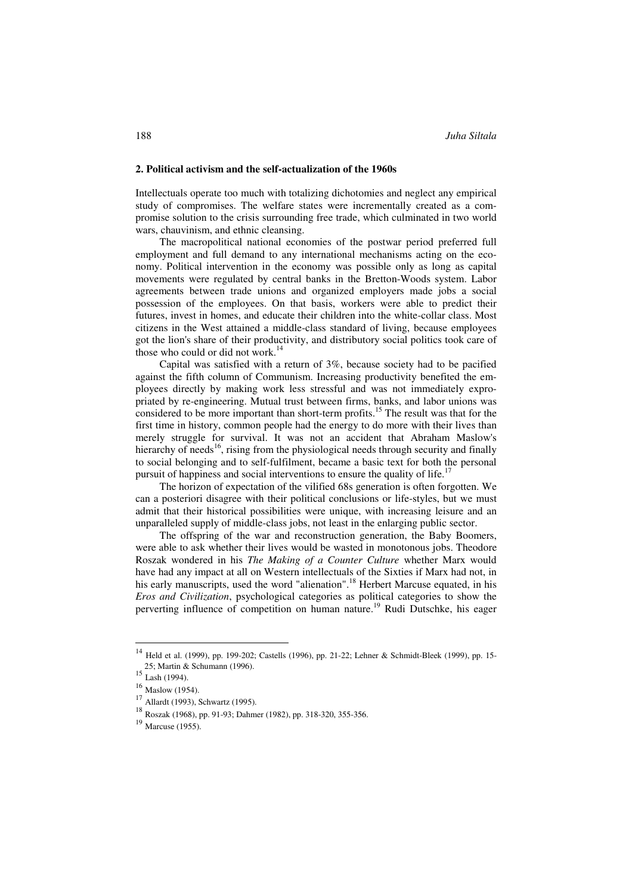## 2. Political activism and the self-actualization of the 1960s

Intellectuals operate too much with totalizing dichotomies and neglect any empirical study of compromises. The welfare states were incrementally created as a compromise solution to the crisis surrounding free trade, which culminated in two world wars, chauvinism, and ethnic cleansing.

The macropolitical national economies of the postwar period preferred full employment and full demand to any international mechanisms acting on the economy. Political intervention in the economy was possible only as long as capital movements were regulated by central banks in the Bretton-Woods system. Labor agreements between trade unions and organized employers made jobs a social possession of the employees. On that basis, workers were able to predict their futures, invest in homes, and educate their children into the white-collar class. Most citizens in the West attained a middle-class standard of living, because employees got the lion's share of their productivity, and distributory social politics took care of those who could or did not work.[14]

Capital was satisfied with a return of 3%, because society had to be pacified against the fifth column of Communism. Increasing productivity benefited the employees directly by making work less stressful and was not immediately expropriated by re-engineering. Mutual trust between firms, banks, and labor unions was considered to be more important than short-term profits.[15] The result was that for the first time in history, common people had the energy to do more with their lives than merely struggle for survival. It was not an accident that Abraham Maslow's hierarchy of needs[16], rising from the physiological needs through security and finally to social belonging and to self-fulfilment, became a basic text for both the personal pursuit of happiness and social interventions to ensure the quality of life.[17]

The horizon of expectation of the vilified 68s generation is often forgotten. We can a posteriori disagree with their political conclusions or life-styles, but we must admit that their historical possibilities were unique, with increasing leisure and an unparalleled supply of middle-class jobs, not least in the enlarging public sector.

The offspring of the war and reconstruction generation, the Baby Boomers, were able to ask whether their lives would be wasted in monotonous jobs. Theodore Roszak wondered in his *The Making of a Counter Culture* whether Marx would have had any impact at all on Western intellectuals of the Sixties if Marx had not, in his early manuscripts, used the word "alienation".[18] Herbert Marcuse equated, in his *Eros and Civilization*, psychological categories as political categories to show the perverting influence of competition on human nature.[19] Rudi Dutschke, his eager

---

[14] Held et al. (1999), pp. 199-202; Castells (1996), pp. 21-22; Lehner & Schmidt-Bleek (1999), pp. 15-25; Martin & Schumann (1996).

[15] Lash (1994).

[16] Maslow (1954).

[17] Allardt (1993), Schwartz (1995).

[18] Roszak (1968), pp. 91-93; Dahmer (1982), pp. 318-320, 355-356.

[19] Marcuse (1955).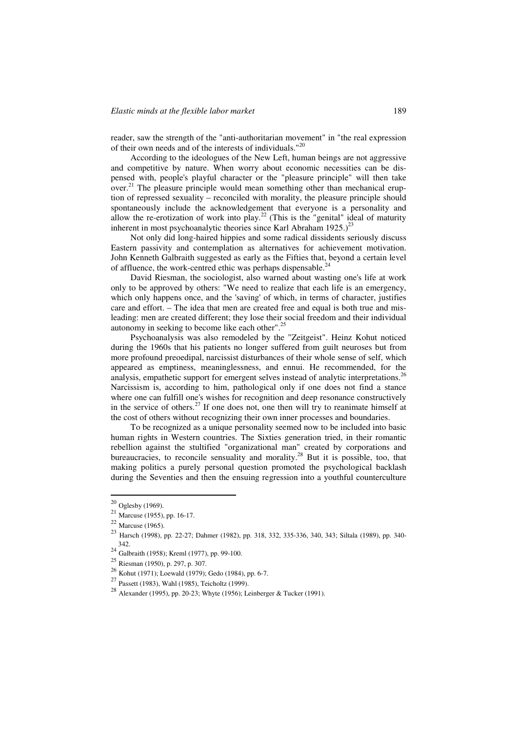reader, saw the strength of the "anti-authoritarian movement" in "the real expression of their own needs and of the interests of individuals."[20]

According to the ideologues of the New Left, human beings are not aggressive and competitive by nature. When worry about economic necessities can be dispensed with, people's playful character or the "pleasure principle" will then take over.[21] The pleasure principle would mean something other than mechanical eruption of repressed sexuality – reconciled with morality, the pleasure principle should spontaneously include the acknowledgement that everyone is a personality and allow the re-erotization of work into play.[22] (This is the "genital" ideal of maturity inherent in most psychoanalytic theories since Karl Abraham 1925.)[23]

Not only did long-haired hippies and some radical dissidents seriously discuss Eastern passivity and contemplation as alternatives for achievement motivation. John Kenneth Galbraith suggested as early as the Fifties that, beyond a certain level of affluence, the work-centred ethic was perhaps dispensable.[24]

David Riesman, the sociologist, also warned about wasting one's life at work only to be approved by others: "We need to realize that each life is an emergency, which only happens once, and the 'saving' of which, in terms of character, justifies care and effort. – The idea that men are created free and equal is both true and misleading: men are created different; they lose their social freedom and their individual autonomy in seeking to become like each other".[25]

Psychoanalysis was also remodeled by the "Zeitgeist". Heinz Kohut noticed during the 1960s that his patients no longer suffered from guilt neuroses but from more profound preoedipal, narcissist disturbances of their whole sense of self, which appeared as emptiness, meaninglessness, and ennui. He recommended, for the analysis, empathetic support for emergent selves instead of analytic interpretations.[26] Narcissism is, according to him, pathological only if one does not find a stance where one can fulfill one's wishes for recognition and deep resonance constructively in the service of others.[27] If one does not, one then will try to reanimate himself at the cost of others without recognizing their own inner processes and boundaries.

To be recognized as a unique personality seemed now to be included into basic human rights in Western countries. The Sixties generation tried, in their romantic rebellion against the stultified "organizational man" created by corporations and bureaucracies, to reconcile sensuality and morality.[28] But it is possible, too, that making politics a purely personal question promoted the psychological backlash during the Seventies and then the ensuing regression into a youthful counterculture

---

[20] Oglesby (1969).

[21] Marcuse (1955), pp. 16-17.

[22] Marcuse (1965).

[23] Harsch (1998), pp. 22-27; Dahmer (1982), pp. 318, 332, 335-336, 340, 343; Siltala (1989), pp. 340-342.

[24] Galbraith (1958); Kreml (1977), pp. 99-100.

[25] Riesman (1950), p. 297, p. 307.

[26] Kohut (1971); Loewald (1979); Gedo (1984), pp. 6-7.

[27] Passett (1983), Wahl (1985), Teicholtz (1999).

[28] Alexander (1995), pp. 20-23; Whyte (1956); Leinberger & Tucker (1991).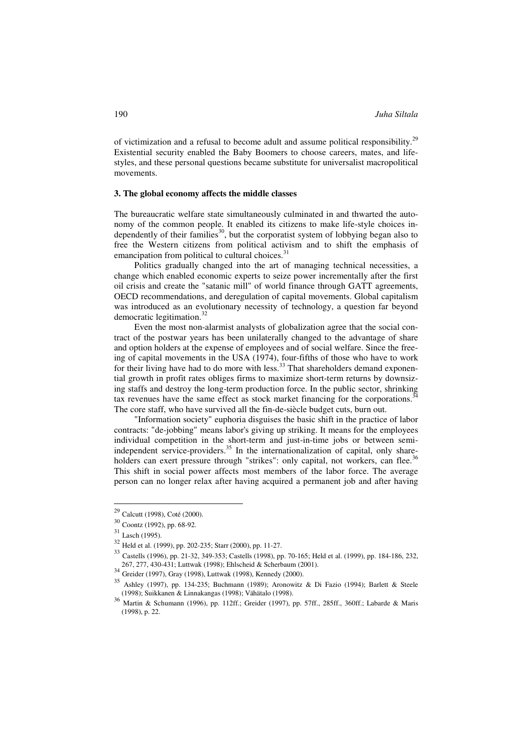of victimization and a refusal to become adult and assume political responsibility.[29] Existential security enabled the Baby Boomers to choose careers, mates, and lifestyles, and these personal questions became substitute for universalist macropolitical movements.

### 3. The global economy affects the middle classes

The bureaucratic welfare state simultaneously culminated in and thwarted the autonomy of the common people. It enabled its citizens to make life-style choices independently of their families[30], but the corporatist system of lobbying began also to free the Western citizens from political activism and to shift the emphasis of emancipation from political to cultural choices.[31]

Politics gradually changed into the art of managing technical necessities, a change which enabled economic experts to seize power incrementally after the first oil crisis and create the "satanic mill" of world finance through GATT agreements, OECD recommendations, and deregulation of capital movements. Global capitalism was introduced as an evolutionary necessity of technology, a question far beyond democratic legitimation.[32]

Even the most non-alarmist analysts of globalization agree that the social contract of the postwar years has been unilaterally changed to the advantage of share and option holders at the expense of employees and of social welfare. Since the freeing of capital movements in the USA (1974), four-fifths of those who have to work for their living have had to do more with less.[33] That shareholders demand exponential growth in profit rates obliges firms to maximize short-term returns by downsizing staffs and destroy the long-term production force. In the public sector, shrinking tax revenues have the same effect as stock market financing for the corporations.[34] The core staff, who have survived all the fin-de-siècle budget cuts, burn out.

"Information society" euphoria disguises the basic shift in the practice of labor contracts: "de-jobbing" means labor's giving up striking. It means for the employees individual competition in the short-term and just-in-time jobs or between semi-independent service-providers.[35] In the internationalization of capital, only shareholders can exert pressure through "strikes": only capital, not workers, can flee.[36] This shift in social power affects most members of the labor force. The average person can no longer relax after having acquired a permanent job and after having

---

[29] Calcutt (1998), Coté (2000).

[30] Coontz (1992), pp. 68-92.

[31] Lasch (1995).

[32] Held et al. (1999), pp. 202-235; Starr (2000), pp. 11-27.

[33] Castells (1996), pp. 21-32, 349-353; Castells (1998), pp. 70-165; Held et al. (1999), pp. 184-186, 232, 267, 277, 430-431; Luttwak (1998); Ehlscheid & Scherbaum (2001).

[34] Greider (1997), Gray (1998), Luttwak (1998), Kennedy (2000).

[35] Ashley (1997), pp. 134-235; Buchmann (1989); Aronowitz & Di Fazio (1994); Barlett & Steele (1998); Suikkanen & Linnakangas (1998); Vähätalo (1998).

[36] Martin & Schumann (1996), pp. 112ff.; Greider (1997), pp. 57ff., 285ff., 360ff.; Labarde & Maris (1998), p. 22.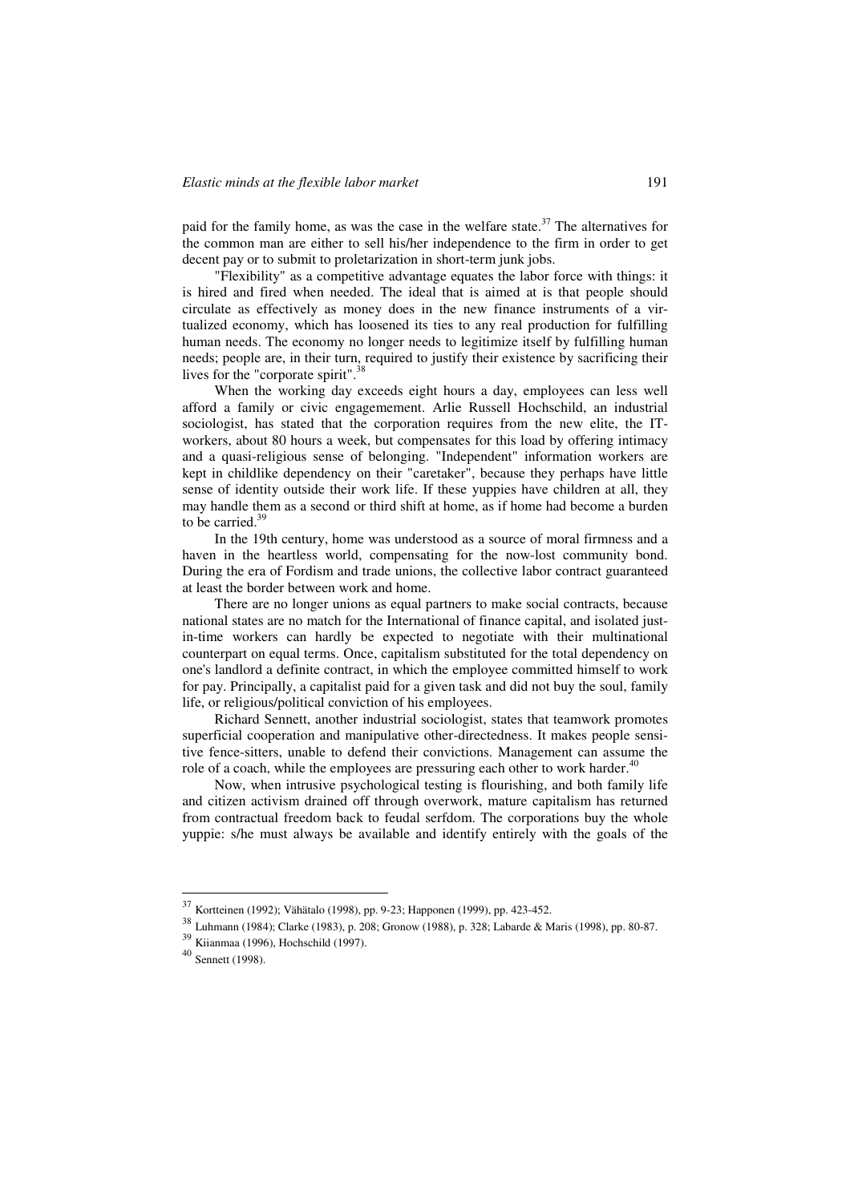paid for the family home, as was the case in the welfare state.[37] The alternatives for the common man are either to sell his/her independence to the firm in order to get decent pay or to submit to proletarization in short-term junk jobs.

"Flexibility" as a competitive advantage equates the labor force with things: it is hired and fired when needed. The ideal that is aimed at is that people should circulate as effectively as money does in the new finance instruments of a virtualized economy, which has loosened its ties to any real production for fulfilling human needs. The economy no longer needs to legitimize itself by fulfilling human needs; people are, in their turn, required to justify their existence by sacrificing their lives for the "corporate spirit".[38]

When the working day exceeds eight hours a day, employees can less well afford a family or civic engagemement. Arlie Russell Hochschild, an industrial sociologist, has stated that the corporation requires from the new elite, the IT-workers, about 80 hours a week, but compensates for this load by offering intimacy and a quasi-religious sense of belonging. "Independent" information workers are kept in childlike dependency on their "caretaker", because they perhaps have little sense of identity outside their work life. If these yuppies have children at all, they may handle them as a second or third shift at home, as if home had become a burden to be carried.[39]

In the 19th century, home was understood as a source of moral firmness and a haven in the heartless world, compensating for the now-lost community bond. During the era of Fordism and trade unions, the collective labor contract guaranteed at least the border between work and home.

There are no longer unions as equal partners to make social contracts, because national states are no match for the International of finance capital, and isolated just-in-time workers can hardly be expected to negotiate with their multinational counterpart on equal terms. Once, capitalism substituted for the total dependency on one's landlord a definite contract, in which the employee committed himself to work for pay. Principally, a capitalist paid for a given task and did not buy the soul, family life, or religious/political conviction of his employees.

Richard Sennett, another industrial sociologist, states that teamwork promotes superficial cooperation and manipulative other-directedness. It makes people sensitive fence-sitters, unable to defend their convictions. Management can assume the role of a coach, while the employees are pressuring each other to work harder.[40]

Now, when intrusive psychological testing is flourishing, and both family life and citizen activism drained off through overwork, mature capitalism has returned from contractual freedom back to feudal serfdom. The corporations buy the whole yuppie: s/he must always be available and identify entirely with the goals of the

---

[37] Kortteinen (1992); Vähätalo (1998), pp. 9-23; Happonen (1999), pp. 423-452.

[38] Luhmann (1984); Clarke (1983), p. 208; Gronow (1988), p. 328; Labarde & Maris (1998), pp. 80-87.

[39] Kiianmaa (1996), Hochschild (1997).

[40] Sennett (1998).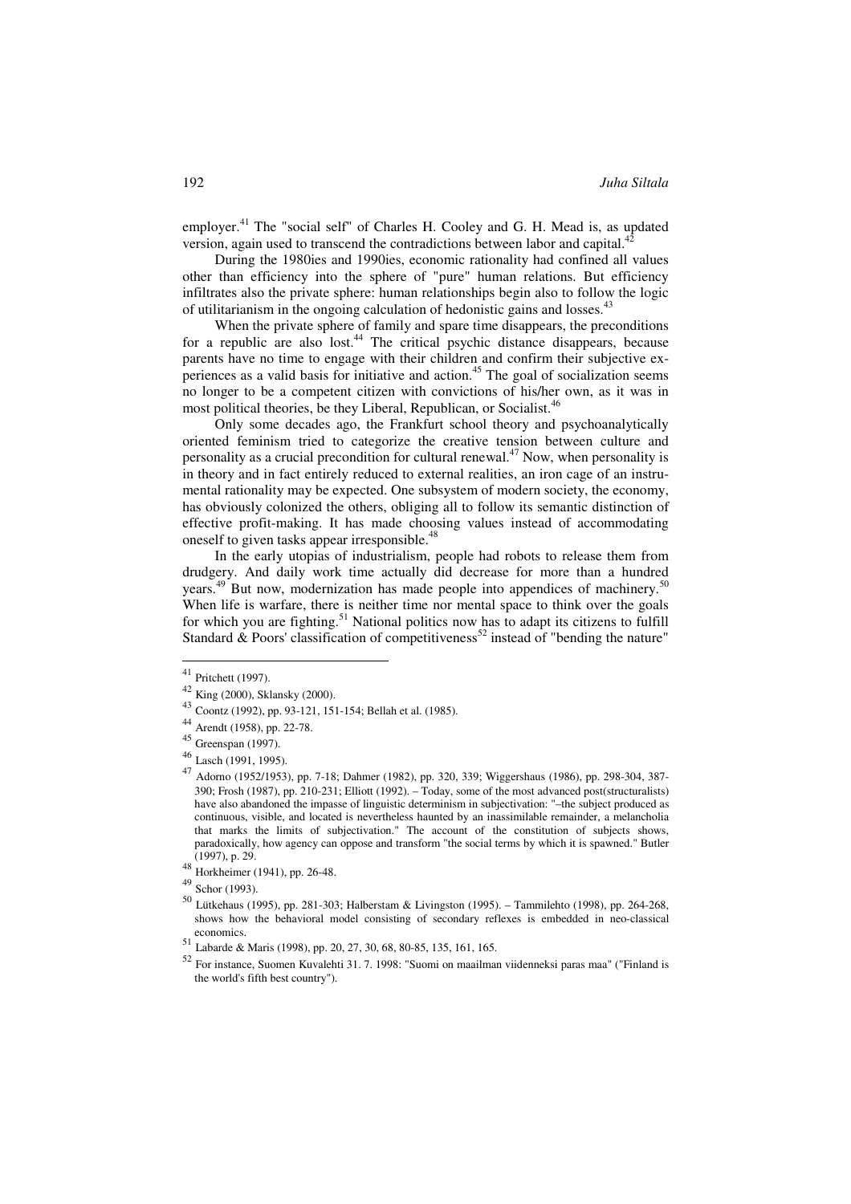employer.[41] The "social self" of Charles H. Cooley and G. H. Mead is, as updated version, again used to transcend the contradictions between labor and capital.[42]

During the 1980ies and 1990ies, economic rationality had confined all values other than efficiency into the sphere of "pure" human relations. But efficiency infiltrates also the private sphere: human relationships begin also to follow the logic of utilitarianism in the ongoing calculation of hedonistic gains and losses.[43]

When the private sphere of family and spare time disappears, the preconditions for a republic are also lost.[44] The critical psychic distance disappears, because parents have no time to engage with their children and confirm their subjective experiences as a valid basis for initiative and action.[45] The goal of socialization seems no longer to be a competent citizen with convictions of his/her own, as it was in most political theories, be they Liberal, Republican, or Socialist.[46]

Only some decades ago, the Frankfurt school theory and psychoanalytically oriented feminism tried to categorize the creative tension between culture and personality as a crucial precondition for cultural renewal.[47] Now, when personality is in theory and in fact entirely reduced to external realities, an iron cage of an instrumental rationality may be expected. One subsystem of modern society, the economy, has obviously colonized the others, obliging all to follow its semantic distinction of effective profit-making. It has made choosing values instead of accommodating oneself to given tasks appear irresponsible.[48]

In the early utopias of industrialism, people had robots to release them from drudgery. And daily work time actually did decrease for more than a hundred years.[49] But now, modernization has made people into appendices of machinery.[50] When life is warfare, there is neither time nor mental space to think over the goals for which you are fighting.[51] National politics now has to adapt its citizens to fulfill Standard & Poors' classification of competitiveness[52] instead of "bending the nature"

---

[41] Pritchett (1997).

[42] King (2000), Sklansky (2000).

[43] Coontz (1992), pp. 93-121, 151-154; Bellah et al. (1985).

[44] Arendt (1958), pp. 22-78.

[45] Greenspan (1997).

[46] Lasch (1991, 1995).

[47] Adorno (1952/1953), pp. 7-18; Dahmer (1982), pp. 320, 339; Wiggershaus (1986), pp. 298-304, 387-390; Frosh (1987), pp. 210-231; Elliott (1992). – Today, some of the most advanced post(structuralists) have also abandoned the impasse of linguistic determinism in subjectivation: "–the subject produced as continuous, visible, and located is nevertheless haunted by an inassimilable remainder, a melancholia that marks the limits of subjectivation." The account of the constitution of subjects shows, paradoxically, how agency can oppose and transform "the social terms by which it is spawned." Butler (1997), p. 29.

[48] Horkheimer (1941), pp. 26-48.

[49] Schor (1993).

[50] Lütkehaus (1995), pp. 281-303; Halberstam & Livingston (1995). – Tammilehto (1998), pp. 264-268, shows how the behavioral model consisting of secondary reflexes is embedded in neo-classical economics.

[51] Labarde & Maris (1998), pp. 20, 27, 30, 68, 80-85, 135, 161, 165.

[52] For instance, Suomen Kuvalehti 31. 7. 1998: "Suomi on maailman viidenneksi paras maa" ("Finland is the world's fifth best country").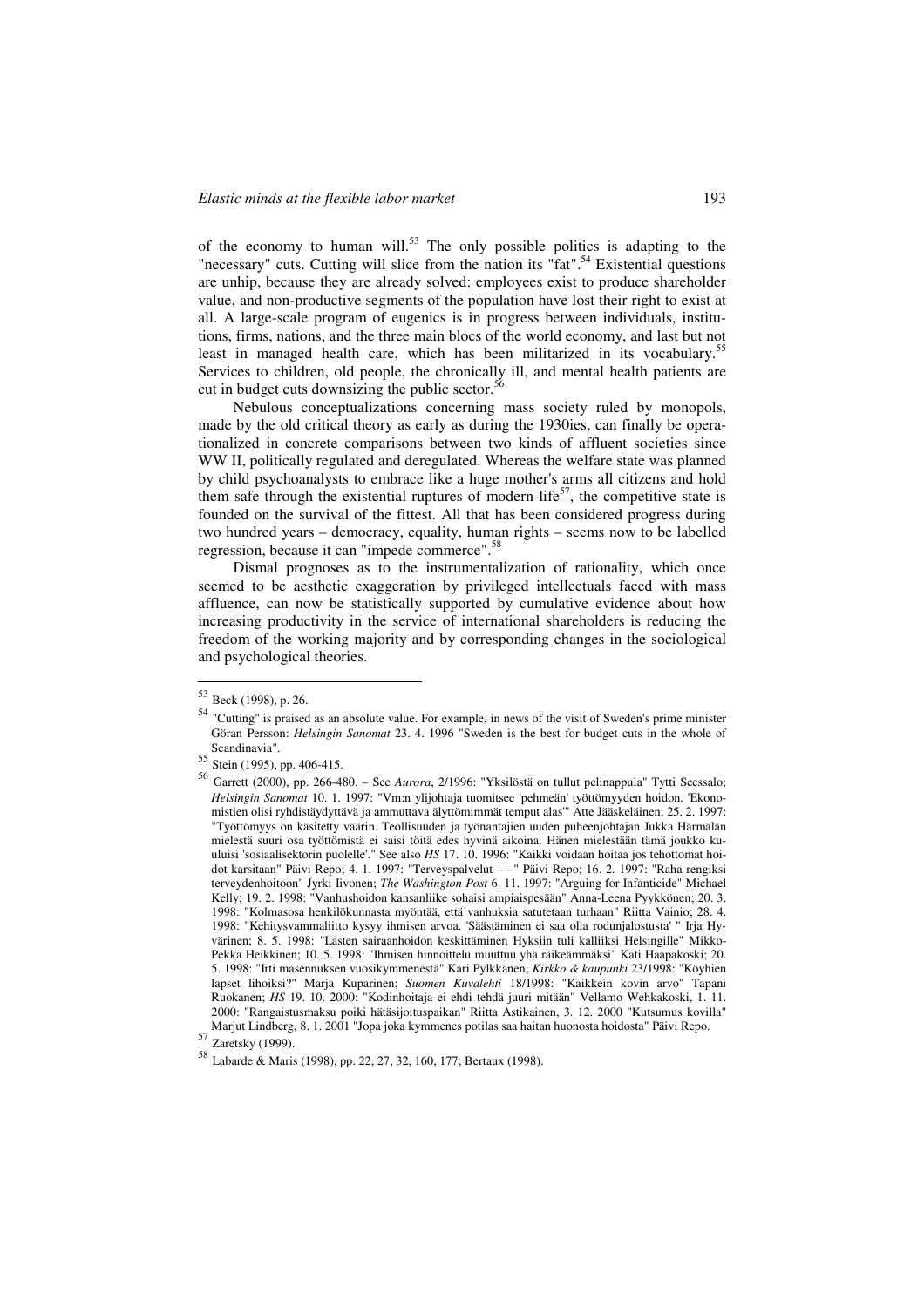of the economy to human will.[53] The only possible politics is adapting to the "necessary" cuts. Cutting will slice from the nation its "fat".[54] Existential questions are unhip, because they are already solved: employees exist to produce shareholder value, and non-productive segments of the population have lost their right to exist at all. A large-scale program of eugenics is in progress between individuals, institutions, firms, nations, and the three main blocs of the world economy, and last but not least in managed health care, which has been militarized in its vocabulary.[55] Services to children, old people, the chronically ill, and mental health patients are cut in budget cuts downsizing the public sector.[56]

Nebulous conceptualizations concerning mass society ruled by monopols, made by the old critical theory as early as during the 1930ies, can finally be operationalized in concrete comparisons between two kinds of affluent societies since WW II, politically regulated and deregulated. Whereas the welfare state was planned by child psychoanalysts to embrace like a huge mother's arms all citizens and hold them safe through the existential ruptures of modern life[57], the competitive state is founded on the survival of the fittest. All that has been considered progress during two hundred years – democracy, equality, human rights – seems now to be labelled regression, because it can "impede commerce".[58]

Dismal prognoses as to the instrumentalization of rationality, which once seemed to be aesthetic exaggeration by privileged intellectuals faced with mass affluence, can now be statistically supported by cumulative evidence about how increasing productivity in the service of international shareholders is reducing the freedom of the working majority and by corresponding changes in the sociological and psychological theories.

---

[53] Beck (1998), p. 26.

[54] "Cutting" is praised as an absolute value. For example, in news of the visit of Sweden's prime minister Göran Persson: *Helsingin Sanomat* 23. 4. 1996 "Sweden is the best for budget cuts in the whole of Scandinavia".

[55] Stein (1995), pp. 406-415.

[56] Garrett (2000), pp. 266-480. – See *Aurora*, 2/1996: "Yksilöstä on tullut pelinappula" Tytti Seessalo; *Helsingin Sanomat* 10. 1. 1997: "Vm:n ylijohtaja tuomitsee 'pehmeän' työttömyyden hoidon. 'Ekonomistien olisi ryhdistäydyttävä ja ammuttava älyttömimmät temput alas'" Atte Jääskeläinen; 25. 2. 1997: "Työttömyys on käsitetty väärin. Teollisuuden ja työnantajien uuden puheenjohtajan Jukka Härmälän mielestä suuri osa työttömistä ei saisi töitä edes hyvinä aikoina. Hänen mielestään tämä joukko kuuluisi 'sosiaalisektorin puolelle'." See also *HS* 17. 10. 1996: "Kaikki voidaan hoitaa jos tehottomat hoidot karsitaan" Päivi Repo; 4. 1. 1997: "Terveyspalvelut – –" Päivi Repo; 16. 2. 1997: "Raha rengiksi terveydenhoitoon" Jyrki Iivonen; *The Washington Post* 6. 11. 1997: "Arguing for Infanticide" Michael Kelly; 19. 2. 1998: "Vanhushoidon kansanliike sohaisi ampiaispesään" Anna-Leena Pyykkönen; 20. 3. 1998: "Kolmasosa henkilökunnasta myöntää, että vanhuksia satutetaan turhaan" Riitta Vainio; 28. 4. 1998: "Kehitysvammaliitto kysyy ihmisen arvoa. 'Säästäminen ei saa olla rodunjalostusta' " Irja Hyvärinen; 8. 5. 1998: "Lasten sairaanhoidon keskittäminen Hyksiin tuli kalliiksi Helsingille" Mikko-Pekka Heikkinen; 10. 5. 1998: "Ihmisen hinnoittelu muuttuu yhä räikeämmäksi" Kati Haapakoski; 20. 5. 1998: "Irti masennuksen vuosikymmenestä" Kari Pylkkänen; *Kirkko & kaupunki* 23/1998: "Köyhien lapset lihoiksi?" Marja Kuparinen; *Suomen Kuvalehti* 18/1998: "Kaikkein kovin arvo" Tapani Ruokanen; *HS* 19. 10. 2000: "Kodinhoitaja ei ehdi tehdä juuri mitään" Vellamo Wehkakoski, 1. 11. 2000: "Rangaistusmaksu poiki hätäsijoituspaikan" Riitta Astikainen, 3. 12. 2000 "Kutsumus kovilla" Marjut Lindberg, 8. 1. 2001 "Jopa joka kymmenes potilas saa haitan huonosta hoidosta" Päivi Repo.

[57] Zaretsky (1999).

[58] Labarde & Maris (1998), pp. 22, 27, 32, 160, 177; Bertaux (1998).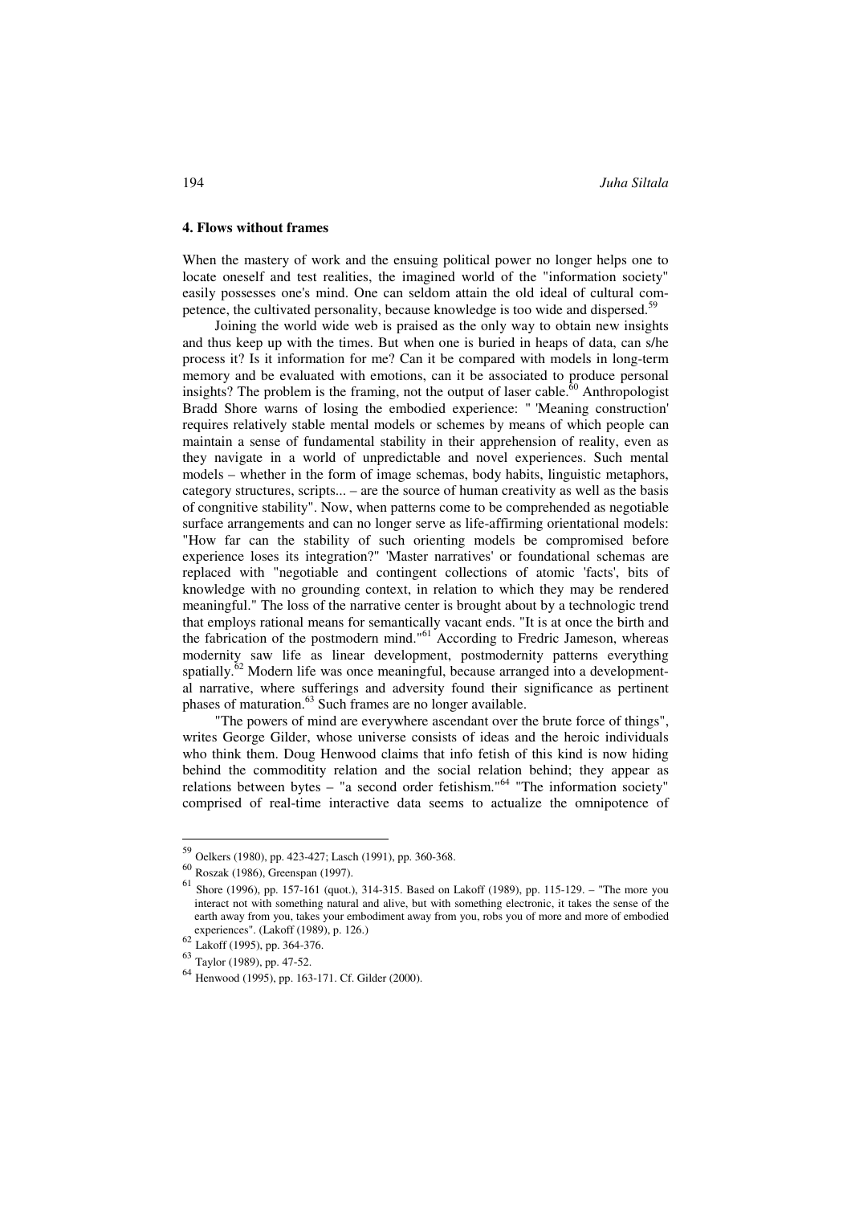## 4. Flows without frames

When the mastery of work and the ensuing political power no longer helps one to locate oneself and test realities, the imagined world of the "information society" easily possesses one's mind. One can seldom attain the old ideal of cultural competence, the cultivated personality, because knowledge is too wide and dispersed.[59]

Joining the world wide web is praised as the only way to obtain new insights and thus keep up with the times. But when one is buried in heaps of data, can s/he process it? Is it information for me? Can it be compared with models in long-term memory and be evaluated with emotions, can it be associated to produce personal insights? The problem is the framing, not the output of laser cable.[60] Anthropologist Bradd Shore warns of losing the embodied experience: " 'Meaning construction' requires relatively stable mental models or schemes by means of which people can maintain a sense of fundamental stability in their apprehension of reality, even as they navigate in a world of unpredictable and novel experiences. Such mental models – whether in the form of image schemas, body habits, linguistic metaphors, category structures, scripts... – are the source of human creativity as well as the basis of congnitive stability". Now, when patterns come to be comprehended as negotiable surface arrangements and can no longer serve as life-affirming orientational models: "How far can the stability of such orienting models be compromised before experience loses its integration?" 'Master narratives' or foundational schemas are replaced with "negotiable and contingent collections of atomic 'facts', bits of knowledge with no grounding context, in relation to which they may be rendered meaningful." The loss of the narrative center is brought about by a technologic trend that employs rational means for semantically vacant ends. "It is at once the birth and the fabrication of the postmodern mind."[61] According to Fredric Jameson, whereas modernity saw life as linear development, postmodernity patterns everything spatially.[62] Modern life was once meaningful, because arranged into a developmental narrative, where sufferings and adversity found their significance as pertinent phases of maturation.[63] Such frames are no longer available.

"The powers of mind are everywhere ascendant over the brute force of things", writes George Gilder, whose universe consists of ideas and the heroic individuals who think them. Doug Henwood claims that info fetish of this kind is now hiding behind the commoditity relation and the social relation behind; they appear as relations between bytes – "a second order fetishism."[64] "The information society" comprised of real-time interactive data seems to actualize the omnipotence of

---

[59] Oelkers (1980), pp. 423-427; Lasch (1991), pp. 360-368.

[60] Roszak (1986), Greenspan (1997).

[61] Shore (1996), pp. 157-161 (quot.), 314-315. Based on Lakoff (1989), pp. 115-129. – "The more you interact not with something natural and alive, but with something electronic, it takes the sense of the earth away from you, takes your embodiment away from you, robs you of more and more of embodied experiences". (Lakoff (1989), p. 126.)

[62] Lakoff (1995), pp. 364-376.

[63] Taylor (1989), pp. 47-52.

[64] Henwood (1995), pp. 163-171. Cf. Gilder (2000).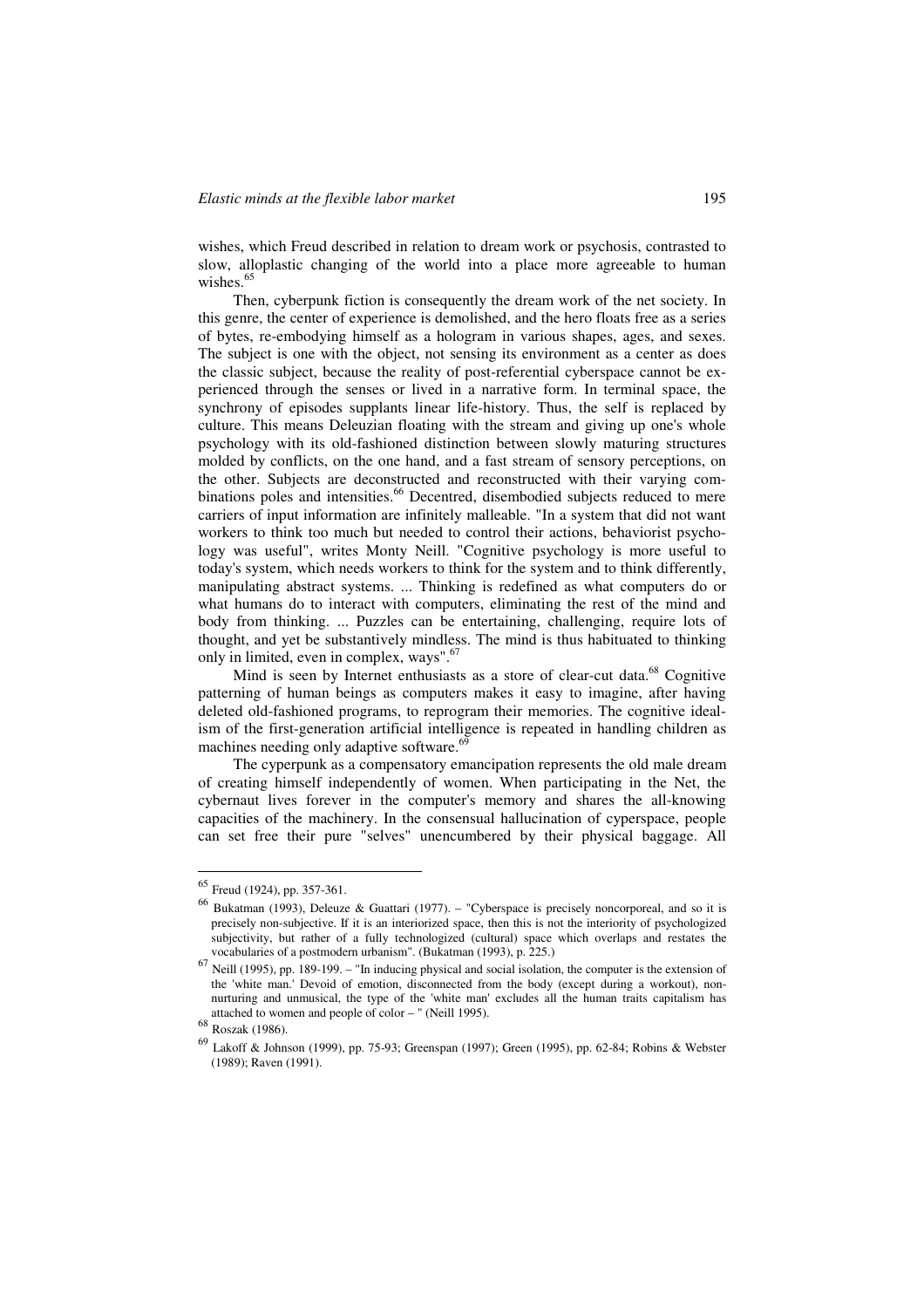wishes, which Freud described in relation to dream work or psychosis, contrasted to slow, alloplastic changing of the world into a place more agreeable to human wishes.[65]

Then, cyberpunk fiction is consequently the dream work of the net society. In this genre, the center of experience is demolished, and the hero floats free as a series of bytes, re-embodying himself as a hologram in various shapes, ages, and sexes. The subject is one with the object, not sensing its environment as a center as does the classic subject, because the reality of post-referential cyberspace cannot be experienced through the senses or lived in a narrative form. In terminal space, the synchrony of episodes supplants linear life-history. Thus, the self is replaced by culture. This means Deleuzian floating with the stream and giving up one's whole psychology with its old-fashioned distinction between slowly maturing structures molded by conflicts, on the one hand, and a fast stream of sensory perceptions, on the other. Subjects are deconstructed and reconstructed with their varying combinations poles and intensities.[66] Decentred, disembodied subjects reduced to mere carriers of input information are infinitely malleable. "In a system that did not want workers to think too much but needed to control their actions, behaviorist psychology was useful", writes Monty Neill. "Cognitive psychology is more useful to today's system, which needs workers to think for the system and to think differently, manipulating abstract systems. ... Thinking is redefined as what computers do or what humans do to interact with computers, eliminating the rest of the mind and body from thinking. ... Puzzles can be entertaining, challenging, require lots of thought, and yet be substantively mindless. The mind is thus habituated to thinking only in limited, even in complex, ways".[67]

Mind is seen by Internet enthusiasts as a store of clear-cut data.[68] Cognitive patterning of human beings as computers makes it easy to imagine, after having deleted old-fashioned programs, to reprogram their memories. The cognitive idealism of the first-generation artificial intelligence is repeated in handling children as machines needing only adaptive software.[69]

The cyperpunk as a compensatory emancipation represents the old male dream of creating himself independently of women. When participating in the Net, the cybernaut lives forever in the computer's memory and shares the all-knowing capacities of the machinery. In the consensual hallucination of cyperspace, people can set free their pure "selves" unencumbered by their physical baggage. All

---

[65] Freud (1924), pp. 357-361.

[66] Bukatman (1993), Deleuze & Guattari (1977). – "Cyberspace is precisely noncorporeal, and so it is precisely non-subjective. If it is an interiorized space, then this is not the interiority of psychologized subjectivity, but rather of a fully technologized (cultural) space which overlaps and restates the vocabularies of a postmodern urbanism". (Bukatman (1993), p. 225.)

[67] Neill (1995), pp. 189-199. – "In inducing physical and social isolation, the computer is the extension of the 'white man.' Devoid of emotion, disconnected from the body (except during a workout), non-nurturing and unmusical, the type of the 'white man' excludes all the human traits capitalism has attached to women and people of color – " (Neill 1995).

[68] Roszak (1986).

[69] Lakoff & Johnson (1999), pp. 75-93; Greenspan (1997); Green (1995), pp. 62-84; Robins & Webster (1989); Raven (1991).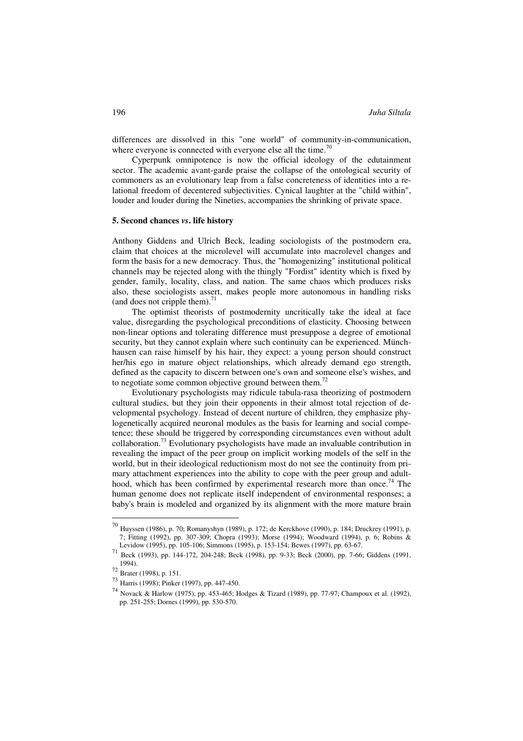differences are dissolved in this "one world" of community-in-communication, where everyone is connected with everyone else all the time.[70]

Cyperpunk omnipotence is now the official ideology of the edutainment sector. The academic avant-garde praise the collapse of the ontological security of commoners as an evolutionary leap from a false concreteness of identities into a relational freedom of decentered subjectivities. Cynical laughter at the "child within", louder and louder during the Nineties, accompanies the shrinking of private space.

**5. Second chances *vs*. life history**

Anthony Giddens and Ulrich Beck, leading sociologists of the postmodern era, claim that choices at the microlevel will accumulate into macrolevel changes and form the basis for a new democracy. Thus, the "homogenizing" institutional political channels may be rejected along with the thingly "Fordist" identity which is fixed by gender, family, locality, class, and nation. The same chaos which produces risks also, these sociologists assert, makes people more autonomous in handling risks (and does not cripple them).[71]

The optimist theorists of postmodernity uncritically take the ideal at face value, disregarding the psychological preconditions of elasticity. Choosing between non-linear options and tolerating difference must presuppose a degree of emotional security, but they cannot explain where such continuity can be experienced. Münchhausen can raise himself by his hair, they expect: a young person should construct her/his ego in mature object relationships, which already demand ego strength, defined as the capacity to discern between one's own and someone else's wishes, and to negotiate some common objective ground between them.[72]

Evolutionary psychologists may ridicule tabula-rasa theorizing of postmodern cultural studies, but they join their opponents in their almost total rejection of developmental psychology. Instead of decent nurture of children, they emphasize phylogenetically acquired neuronal modules as the basis for learning and social competence; these should be triggered by corresponding circumstances even without adult collaboration.[73] Evolutionary psychologists have made an invaluable contribution in revealing the impact of the peer group on implicit working models of the self in the world, but in their ideological reductionism most do not see the continuity from primary attachment experiences into the ability to cope with the peer group and adulthood, which has been confirmed by experimental research more than once.[74] The human genome does not replicate itself independent of environmental responses; a baby's brain is modeled and organized by its alignment with the more mature brain

---

[70] Huyssen (1986), p. 70; Romanyshyn (1989), p. 172; de Kerckhove (1990), p. 184; Druckrey (1991), p. 7; Fitting (1992), pp. 307-309; Chopra (1993); Morse (1994); Woodward (1994), p. 6; Robins & Levidow (1995), pp. 105-106; Simmons (1995), p. 153-154; Bewes (1997), pp. 63-67.

[71] Beck (1993), pp. 144-172, 204-248; Beck (1998), pp. 9-33; Beck (2000), pp. 7-66; Giddens (1991, 1994).

[72] Brater (1998), p. 151.

[73] Harris (1998); Pinker (1997), pp. 447-450.

[74] Novack & Harlow (1975), pp. 453-465; Hodges & Tizard (1989), pp. 77-97; Champoux et al. (1992), pp. 251-255; Dornes (1999), pp. 530-570.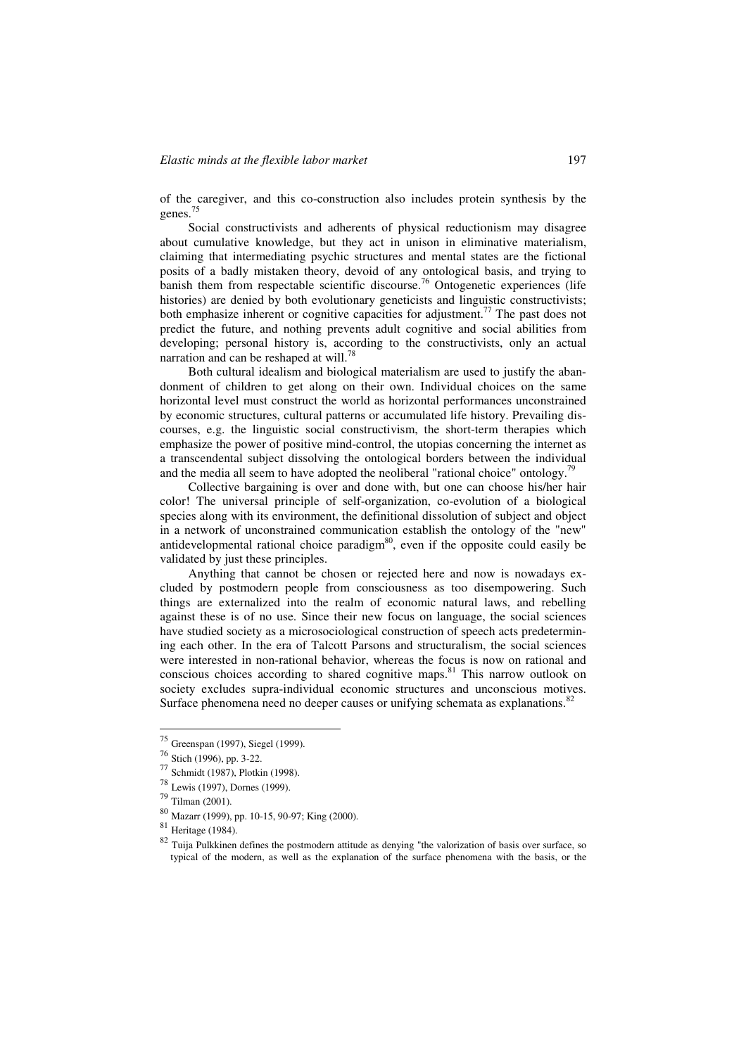of the caregiver, and this co-construction also includes protein synthesis by the genes.[75]

Social constructivists and adherents of physical reductionism may disagree about cumulative knowledge, but they act in unison in eliminative materialism, claiming that intermediating psychic structures and mental states are the fictional posits of a badly mistaken theory, devoid of any ontological basis, and trying to banish them from respectable scientific discourse.[76] Ontogenetic experiences (life histories) are denied by both evolutionary geneticists and linguistic constructivists; both emphasize inherent or cognitive capacities for adjustment.[77] The past does not predict the future, and nothing prevents adult cognitive and social abilities from developing; personal history is, according to the constructivists, only an actual narration and can be reshaped at will.[78]

Both cultural idealism and biological materialism are used to justify the abandonment of children to get along on their own. Individual choices on the same horizontal level must construct the world as horizontal performances unconstrained by economic structures, cultural patterns or accumulated life history. Prevailing discourses, e.g. the linguistic social constructivism, the short-term therapies which emphasize the power of positive mind-control, the utopias concerning the internet as a transcendental subject dissolving the ontological borders between the individual and the media all seem to have adopted the neoliberal "rational choice" ontology.[79]

Collective bargaining is over and done with, but one can choose his/her hair color! The universal principle of self-organization, co-evolution of a biological species along with its environment, the definitional dissolution of subject and object in a network of unconstrained communication establish the ontology of the "new" antidevelopmental rational choice paradigm[80], even if the opposite could easily be validated by just these principles.

Anything that cannot be chosen or rejected here and now is nowadays excluded by postmodern people from consciousness as too disempowering. Such things are externalized into the realm of economic natural laws, and rebelling against these is of no use. Since their new focus on language, the social sciences have studied society as a microsociological construction of speech acts predetermining each other. In the era of Talcott Parsons and structuralism, the social sciences were interested in non-rational behavior, whereas the focus is now on rational and conscious choices according to shared cognitive maps.[81] This narrow outlook on society excludes supra-individual economic structures and unconscious motives. Surface phenomena need no deeper causes or unifying schemata as explanations.[82]

---

[75] Greenspan (1997), Siegel (1999).

[76] Stich (1996), pp. 3-22.

[77] Schmidt (1987), Plotkin (1998).

[78] Lewis (1997), Dornes (1999).

[79] Tilman (2001).

[80] Mazarr (1999), pp. 10-15, 90-97; King (2000).

[81] Heritage (1984).

[82] Tuija Pulkkinen defines the postmodern attitude as denying "the valorization of basis over surface, so typical of the modern, as well as the explanation of the surface phenomena with the basis, or the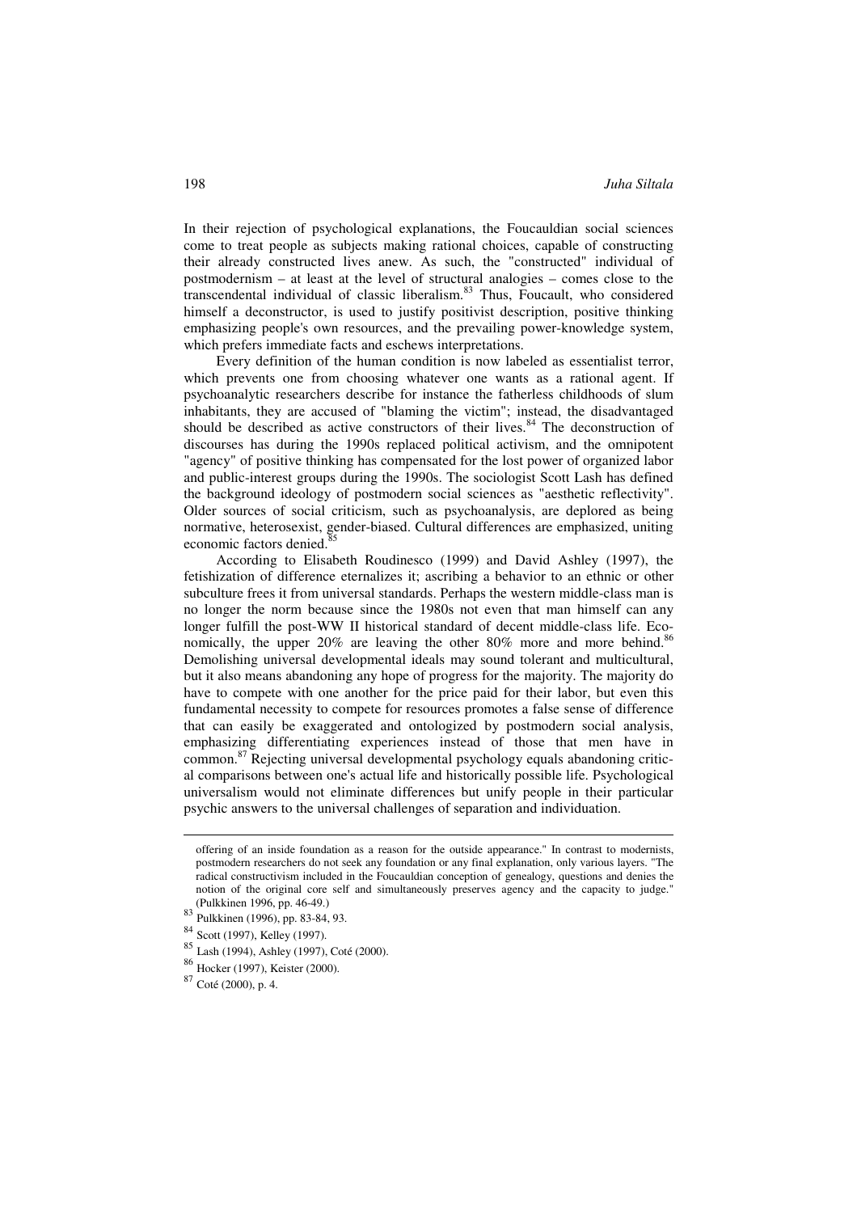In their rejection of psychological explanations, the Foucauldian social sciences come to treat people as subjects making rational choices, capable of constructing their already constructed lives anew. As such, the "constructed" individual of postmodernism – at least at the level of structural analogies – comes close to the transcendental individual of classic liberalism.[83] Thus, Foucault, who considered himself a deconstructor, is used to justify positivist description, positive thinking emphasizing people's own resources, and the prevailing power-knowledge system, which prefers immediate facts and eschews interpretations.

Every definition of the human condition is now labeled as essentialist terror, which prevents one from choosing whatever one wants as a rational agent. If psychoanalytic researchers describe for instance the fatherless childhoods of slum inhabitants, they are accused of "blaming the victim"; instead, the disadvantaged should be described as active constructors of their lives.[84] The deconstruction of discourses has during the 1990s replaced political activism, and the omnipotent "agency" of positive thinking has compensated for the lost power of organized labor and public-interest groups during the 1990s. The sociologist Scott Lash has defined the background ideology of postmodern social sciences as "aesthetic reflectivity". Older sources of social criticism, such as psychoanalysis, are deplored as being normative, heterosexist, gender-biased. Cultural differences are emphasized, uniting economic factors denied.[85]

According to Elisabeth Roudinesco (1999) and David Ashley (1997), the fetishization of difference eternalizes it; ascribing a behavior to an ethnic or other subculture frees it from universal standards. Perhaps the western middle-class man is no longer the norm because since the 1980s not even that man himself can any longer fulfill the post-WW II historical standard of decent middle-class life. Economically, the upper 20% are leaving the other 80% more and more behind.[86] Demolishing universal developmental ideals may sound tolerant and multicultural, but it also means abandoning any hope of progress for the majority. The majority do have to compete with one another for the price paid for their labor, but even this fundamental necessity to compete for resources promotes a false sense of difference that can easily be exaggerated and ontologized by postmodern social analysis, emphasizing differentiating experiences instead of those that men have in common.[87] Rejecting universal developmental psychology equals abandoning critical comparisons between one's actual life and historically possible life. Psychological universalism would not eliminate differences but unify people in their particular psychic answers to the universal challenges of separation and individuation.

---

offering of an inside foundation as a reason for the outside appearance." In contrast to modernists, postmodern researchers do not seek any foundation or any final explanation, only various layers. "The radical constructivism included in the Foucauldian conception of genealogy, questions and denies the notion of the original core self and simultaneously preserves agency and the capacity to judge." (Pulkkinen 1996, pp. 46-49.)

[83] Pulkkinen (1996), pp. 83-84, 93.

[84] Scott (1997), Kelley (1997).

[85] Lash (1994), Ashley (1997), Coté (2000).

[86] Hocker (1997), Keister (2000).

[87] Coté (2000), p. 4.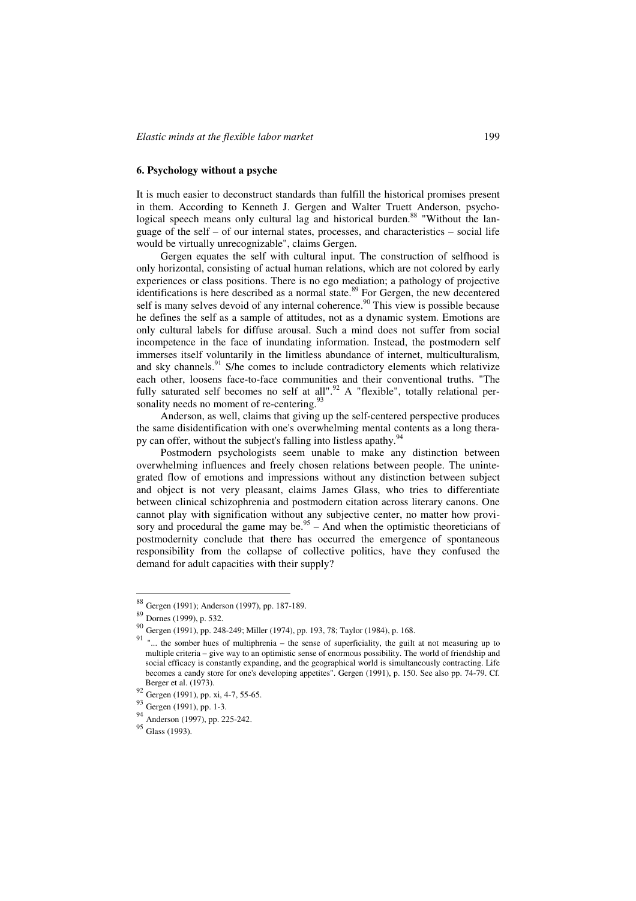### 6. Psychology without a psyche

It is much easier to deconstruct standards than fulfill the historical promises present in them. According to Kenneth J. Gergen and Walter Truett Anderson, psychological speech means only cultural lag and historical burden.[88] "Without the language of the self – of our internal states, processes, and characteristics – social life would be virtually unrecognizable", claims Gergen.

Gergen equates the self with cultural input. The construction of selfhood is only horizontal, consisting of actual human relations, which are not colored by early experiences or class positions. There is no ego mediation; a pathology of projective identifications is here described as a normal state.[89] For Gergen, the new decentered self is many selves devoid of any internal coherence.[90] This view is possible because he defines the self as a sample of attitudes, not as a dynamic system. Emotions are only cultural labels for diffuse arousal. Such a mind does not suffer from social incompetence in the face of inundating information. Instead, the postmodern self immerses itself voluntarily in the limitless abundance of internet, multiculturalism, and sky channels.[91] S/he comes to include contradictory elements which relativize each other, loosens face-to-face communities and their conventional truths. "The fully saturated self becomes no self at all".[92] A "flexible", totally relational personality needs no moment of re-centering.[93]

Anderson, as well, claims that giving up the self-centered perspective produces the same disidentification with one's overwhelming mental contents as a long therapy can offer, without the subject's falling into listless apathy.[94]

Postmodern psychologists seem unable to make any distinction between overwhelming influences and freely chosen relations between people. The unintegrated flow of emotions and impressions without any distinction between subject and object is not very pleasant, claims James Glass, who tries to differentiate between clinical schizophrenia and postmodern citation across literary canons. One cannot play with signification without any subjective center, no matter how provisory and procedural the game may be.[95] – And when the optimistic theoreticians of postmodernity conclude that there has occurred the emergence of spontaneous responsibility from the collapse of collective politics, have they confused the demand for adult capacities with their supply?

---

[88] Gergen (1991); Anderson (1997), pp. 187-189.

[89] Dornes (1999), p. 532.

[90] Gergen (1991), pp. 248-249; Miller (1974), pp. 193, 78; Taylor (1984), p. 168.

[91] "... the somber hues of multiphrenia – the sense of superficiality, the guilt at not measuring up to multiple criteria – give way to an optimistic sense of enormous possibility. The world of friendship and social efficacy is constantly expanding, and the geographical world is simultaneously contracting. Life becomes a candy store for one's developing appetites". Gergen (1991), p. 150. See also pp. 74-79. Cf. Berger et al. (1973).

[92] Gergen (1991), pp. xi, 4-7, 55-65.

[93] Gergen (1991), pp. 1-3.

[94] Anderson (1997), pp. 225-242.

[95] Glass (1993).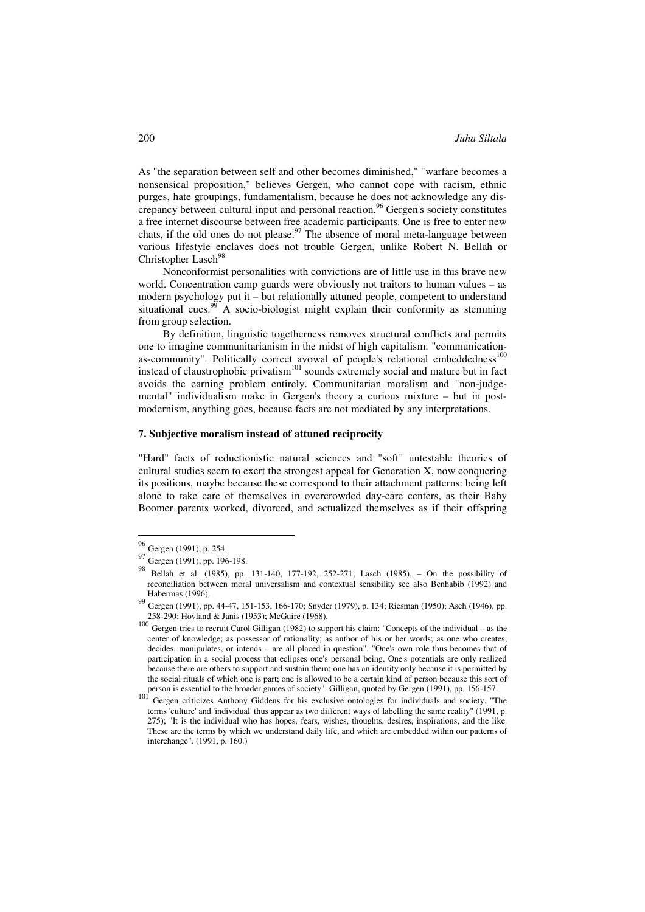As "the separation between self and other becomes diminished," "warfare becomes a nonsensical proposition," believes Gergen, who cannot cope with racism, ethnic purges, hate groupings, fundamentalism, because he does not acknowledge any discrepancy between cultural input and personal reaction.[96] Gergen's society constitutes a free internet discourse between free academic participants. One is free to enter new chats, if the old ones do not please.[97] The absence of moral meta-language between various lifestyle enclaves does not trouble Gergen, unlike Robert N. Bellah or Christopher Lasch[98]

Nonconformist personalities with convictions are of little use in this brave new world. Concentration camp guards were obviously not traitors to human values – as modern psychology put it – but relationally attuned people, competent to understand situational cues.[99] A socio-biologist might explain their conformity as stemming from group selection.

By definition, linguistic togetherness removes structural conflicts and permits one to imagine communitarianism in the midst of high capitalism: "communication-as-community". Politically correct avowal of people's relational embeddedness[100] instead of claustrophobic privatism[101] sounds extremely social and mature but in fact avoids the earning problem entirely. Communitarian moralism and "non-judgemental" individualism make in Gergen's theory a curious mixture – but in postmodernism, anything goes, because facts are not mediated by any interpretations.

### 7. Subjective moralism instead of attuned reciprocity

"Hard" facts of reductionistic natural sciences and "soft" untestable theories of cultural studies seem to exert the strongest appeal for Generation X, now conquering its positions, maybe because these correspond to their attachment patterns: being left alone to take care of themselves in overcrowded day-care centers, as their Baby Boomer parents worked, divorced, and actualized themselves as if their offspring

---

[96] Gergen (1991), p. 254.

[97] Gergen (1991), pp. 196-198.

[98] Bellah et al. (1985), pp. 131-140, 177-192, 252-271; Lasch (1985). – On the possibility of reconciliation between moral universalism and contextual sensibility see also Benhabib (1992) and Habermas (1996).

[99] Gergen (1991), pp. 44-47, 151-153, 166-170; Snyder (1979), p. 134; Riesman (1950); Asch (1946), pp. 258-290; Hovland & Janis (1953); McGuire (1968).

[100] Gergen tries to recruit Carol Gilligan (1982) to support his claim: "Concepts of the individual – as the center of knowledge; as possessor of rationality; as author of his or her words; as one who creates, decides, manipulates, or intends – are all placed in question". "One's own role thus becomes that of participation in a social process that eclipses one's personal being. One's potentials are only realized because there are others to support and sustain them; one has an identity only because it is permitted by the social rituals of which one is part; one is allowed to be a certain kind of person because this sort of person is essential to the broader games of society". Gilligan, quoted by Gergen (1991), pp. 156-157.

[101] Gergen criticizes Anthony Giddens for his exclusive ontologies for individuals and society. "The terms 'culture' and 'individual' thus appear as two different ways of labelling the same reality" (1991, p. 275); "It is the individual who has hopes, fears, wishes, thoughts, desires, inspirations, and the like. These are the terms by which we understand daily life, and which are embedded within our patterns of interchange". (1991, p. 160.)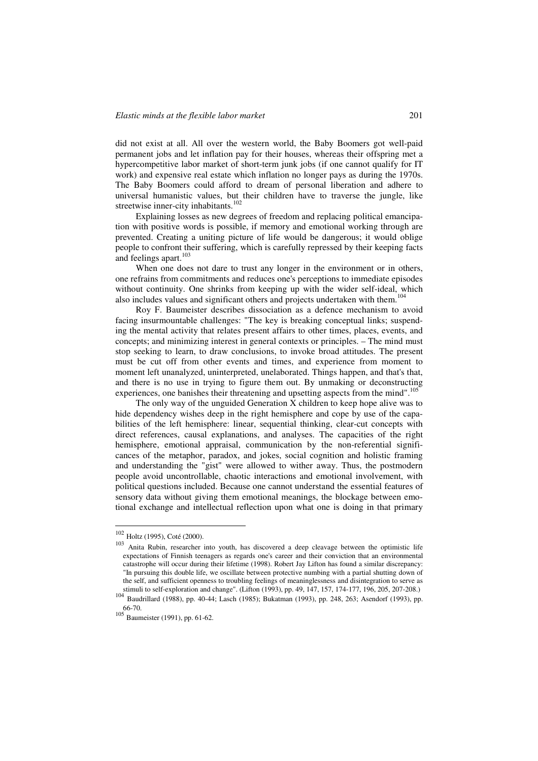did not exist at all. All over the western world, the Baby Boomers got well-paid permanent jobs and let inflation pay for their houses, whereas their offspring met a hypercompetitive labor market of short-term junk jobs (if one cannot qualify for IT work) and expensive real estate which inflation no longer pays as during the 1970s. The Baby Boomers could afford to dream of personal liberation and adhere to universal humanistic values, but their children have to traverse the jungle, like streetwise inner-city inhabitants.[102]

Explaining losses as new degrees of freedom and replacing political emancipation with positive words is possible, if memory and emotional working through are prevented. Creating a uniting picture of life would be dangerous; it would oblige people to confront their suffering, which is carefully repressed by their keeping facts and feelings apart.[103]

When one does not dare to trust any longer in the environment or in others, one refrains from commitments and reduces one's perceptions to immediate episodes without continuity. One shrinks from keeping up with the wider self-ideal, which also includes values and significant others and projects undertaken with them.[104]

Roy F. Baumeister describes dissociation as a defence mechanism to avoid facing insurmountable challenges: "The key is breaking conceptual links; suspending the mental activity that relates present affairs to other times, places, events, and concepts; and minimizing interest in general contexts or principles. – The mind must stop seeking to learn, to draw conclusions, to invoke broad attitudes. The present must be cut off from other events and times, and experience from moment to moment left unanalyzed, uninterpreted, unelaborated. Things happen, and that's that, and there is no use in trying to figure them out. By unmaking or deconstructing experiences, one banishes their threatening and upsetting aspects from the mind".[105]

The only way of the unguided Generation X children to keep hope alive was to hide dependency wishes deep in the right hemisphere and cope by use of the capabilities of the left hemisphere: linear, sequential thinking, clear-cut concepts with direct references, causal explanations, and analyses. The capacities of the right hemisphere, emotional appraisal, communication by the non-referential significances of the metaphor, paradox, and jokes, social cognition and holistic framing and understanding the "gist" were allowed to wither away. Thus, the postmodern people avoid uncontrollable, chaotic interactions and emotional involvement, with political questions included. Because one cannot understand the essential features of sensory data without giving them emotional meanings, the blockage between emotional exchange and intellectual reflection upon what one is doing in that primary

---

[102] Holtz (1995), Coté (2000).

[103] Anita Rubin, researcher into youth, has discovered a deep cleavage between the optimistic life expectations of Finnish teenagers as regards one's career and their conviction that an environmental catastrophe will occur during their lifetime (1998). Robert Jay Lifton has found a similar discrepancy: "In pursuing this double life, we oscillate between protective numbing with a partial shutting down of the self, and sufficient openness to troubling feelings of meaninglessness and disintegration to serve as stimuli to self-exploration and change". (Lifton (1993), pp. 49, 147, 157, 174-177, 196, 205, 207-208.)

[104] Baudrillard (1988), pp. 40-44; Lasch (1985); Bukatman (1993), pp. 248, 263; Asendorf (1993), pp. 66-70.

[105] Baumeister (1991), pp. 61-62.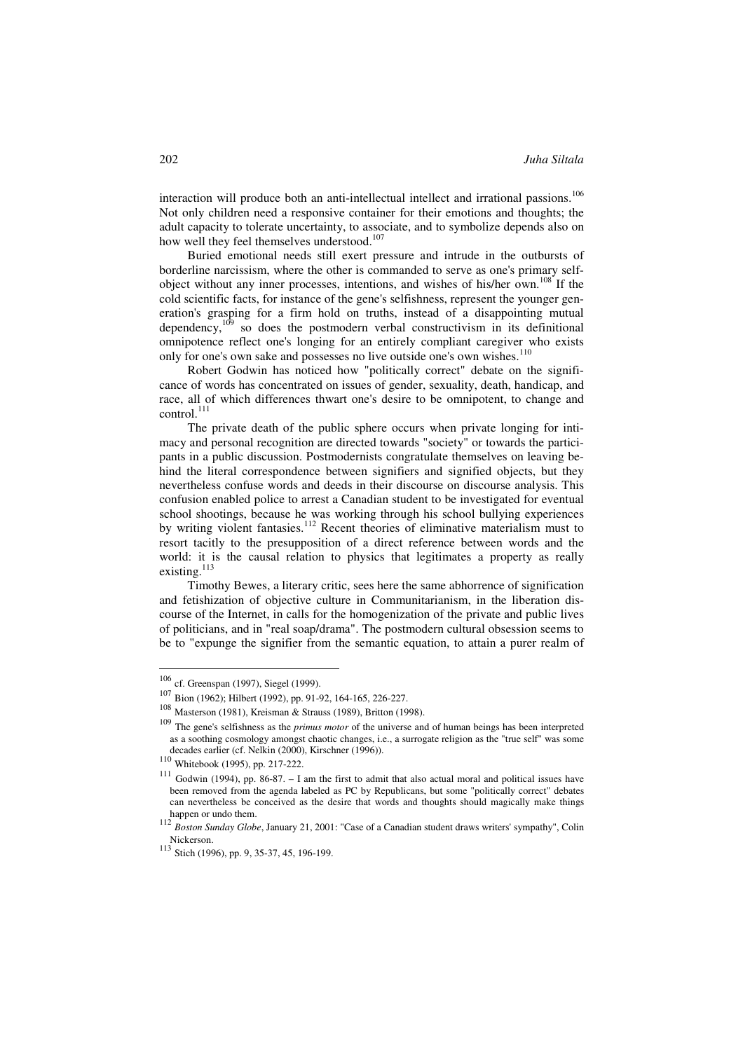interaction will produce both an anti-intellectual intellect and irrational passions.[106] Not only children need a responsive container for their emotions and thoughts; the adult capacity to tolerate uncertainty, to associate, and to symbolize depends also on how well they feel themselves understood.[107]

Buried emotional needs still exert pressure and intrude in the outbursts of borderline narcissism, where the other is commanded to serve as one's primary self-object without any inner processes, intentions, and wishes of his/her own.[108] If the cold scientific facts, for instance of the gene's selfishness, represent the younger generation's grasping for a firm hold on truths, instead of a disappointing mutual dependency,[109] so does the postmodern verbal constructivism in its definitional omnipotence reflect one's longing for an entirely compliant caregiver who exists only for one's own sake and possesses no live outside one's own wishes.[110]

Robert Godwin has noticed how "politically correct" debate on the significance of words has concentrated on issues of gender, sexuality, death, handicap, and race, all of which differences thwart one's desire to be omnipotent, to change and control.[111]

The private death of the public sphere occurs when private longing for intimacy and personal recognition are directed towards "society" or towards the participants in a public discussion. Postmodernists congratulate themselves on leaving behind the literal correspondence between signifiers and signified objects, but they nevertheless confuse words and deeds in their discourse on discourse analysis. This confusion enabled police to arrest a Canadian student to be investigated for eventual school shootings, because he was working through his school bullying experiences by writing violent fantasies.[112] Recent theories of eliminative materialism must to resort tacitly to the presupposition of a direct reference between words and the world: it is the causal relation to physics that legitimates a property as really existing.[113]

Timothy Bewes, a literary critic, sees here the same abhorrence of signification and fetishization of objective culture in Communitarianism, in the liberation discourse of the Internet, in calls for the homogenization of the private and public lives of politicians, and in "real soap/drama". The postmodern cultural obsession seems to be to "expunge the signifier from the semantic equation, to attain a purer realm of

---

[106] cf. Greenspan (1997), Siegel (1999).

[107] Bion (1962); Hilbert (1992), pp. 91-92, 164-165, 226-227.

[108] Masterson (1981), Kreisman & Strauss (1989), Britton (1998).

[109] The gene's selfishness as the *primus motor* of the universe and of human beings has been interpreted as a soothing cosmology amongst chaotic changes, i.e., a surrogate religion as the "true self" was some decades earlier (cf. Nelkin (2000), Kirschner (1996)).

[110] Whitebook (1995), pp. 217-222.

[111] Godwin (1994), pp. 86-87. – I am the first to admit that also actual moral and political issues have been removed from the agenda labeled as PC by Republicans, but some "politically correct" debates can nevertheless be conceived as the desire that words and thoughts should magically make things happen or undo them.

[112] *Boston Sunday Globe*, January 21, 2001: "Case of a Canadian student draws writers' sympathy", Colin Nickerson.

[113] Stich (1996), pp. 9, 35-37, 45, 196-199.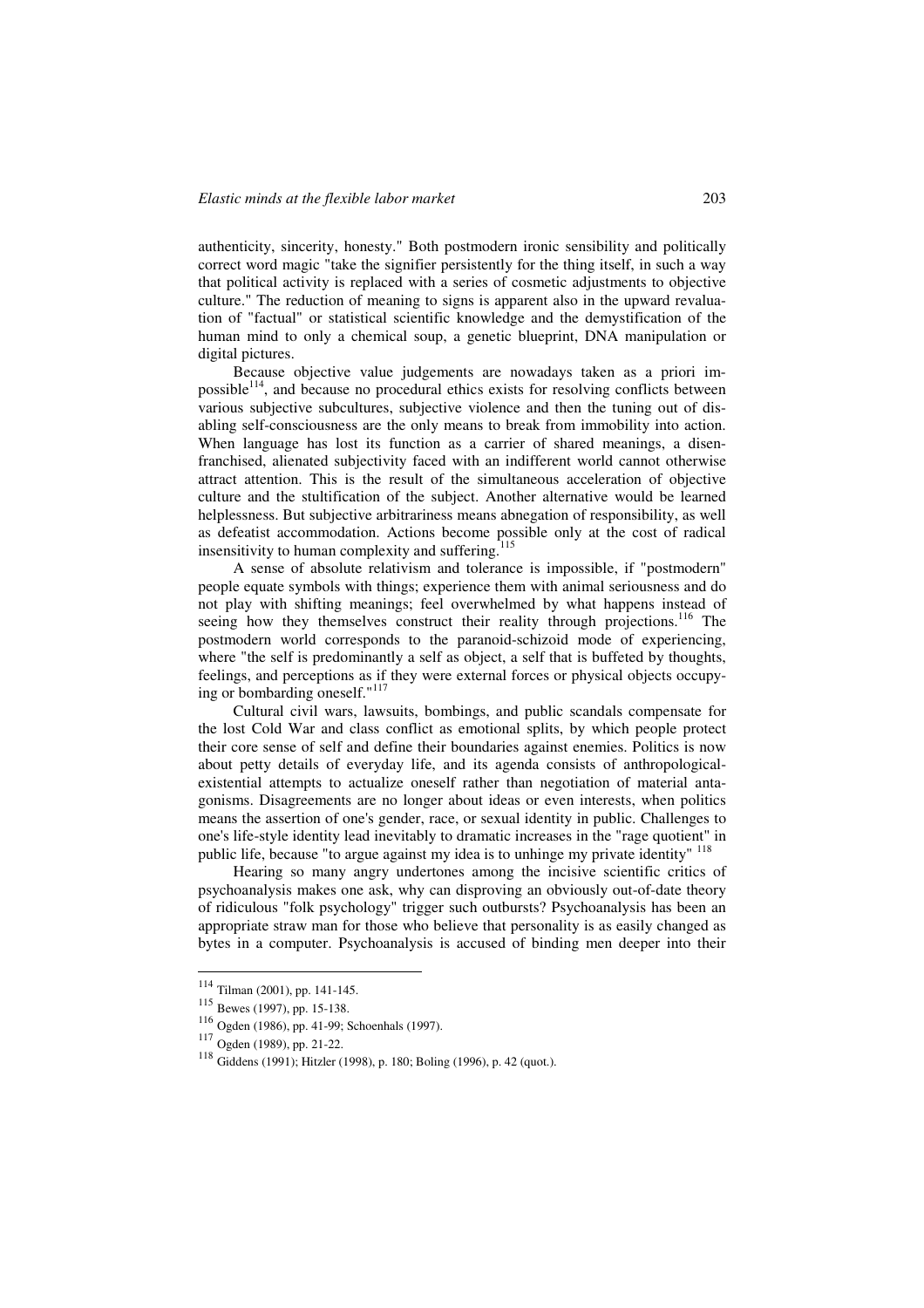authenticity, sincerity, honesty." Both postmodern ironic sensibility and politically correct word magic "take the signifier persistently for the thing itself, in such a way that political activity is replaced with a series of cosmetic adjustments to objective culture." The reduction of meaning to signs is apparent also in the upward revaluation of "factual" or statistical scientific knowledge and the demystification of the human mind to only a chemical soup, a genetic blueprint, DNA manipulation or digital pictures.

Because objective value judgements are nowadays taken as a priori impossible[114], and because no procedural ethics exists for resolving conflicts between various subjective subcultures, subjective violence and then the tuning out of disabling self-consciousness are the only means to break from immobility into action. When language has lost its function as a carrier of shared meanings, a disenfranchised, alienated subjectivity faced with an indifferent world cannot otherwise attract attention. This is the result of the simultaneous acceleration of objective culture and the stultification of the subject. Another alternative would be learned helplessness. But subjective arbitrariness means abnegation of responsibility, as well as defeatist accommodation. Actions become possible only at the cost of radical insensitivity to human complexity and suffering.[115]

A sense of absolute relativism and tolerance is impossible, if "postmodern" people equate symbols with things; experience them with animal seriousness and do not play with shifting meanings; feel overwhelmed by what happens instead of seeing how they themselves construct their reality through projections.[116] The postmodern world corresponds to the paranoid-schizoid mode of experiencing, where "the self is predominantly a self as object, a self that is buffeted by thoughts, feelings, and perceptions as if they were external forces or physical objects occupying or bombarding oneself."[117]

Cultural civil wars, lawsuits, bombings, and public scandals compensate for the lost Cold War and class conflict as emotional splits, by which people protect their core sense of self and define their boundaries against enemies. Politics is now about petty details of everyday life, and its agenda consists of anthropological-existential attempts to actualize oneself rather than negotiation of material antagonisms. Disagreements are no longer about ideas or even interests, when politics means the assertion of one's gender, race, or sexual identity in public. Challenges to one's life-style identity lead inevitably to dramatic increases in the "rage quotient" in public life, because "to argue against my idea is to unhinge my private identity" [118]

Hearing so many angry undertones among the incisive scientific critics of psychoanalysis makes one ask, why can disproving an obviously out-of-date theory of ridiculous "folk psychology" trigger such outbursts? Psychoanalysis has been an appropriate straw man for those who believe that personality is as easily changed as bytes in a computer. Psychoanalysis is accused of binding men deeper into their

---

[114] Tilman (2001), pp. 141-145.

[115] Bewes (1997), pp. 15-138.

[116] Ogden (1986), pp. 41-99; Schoenhals (1997).

[117] Ogden (1989), pp. 21-22.

[118] Giddens (1991); Hitzler (1998), p. 180; Boling (1996), p. 42 (quot.).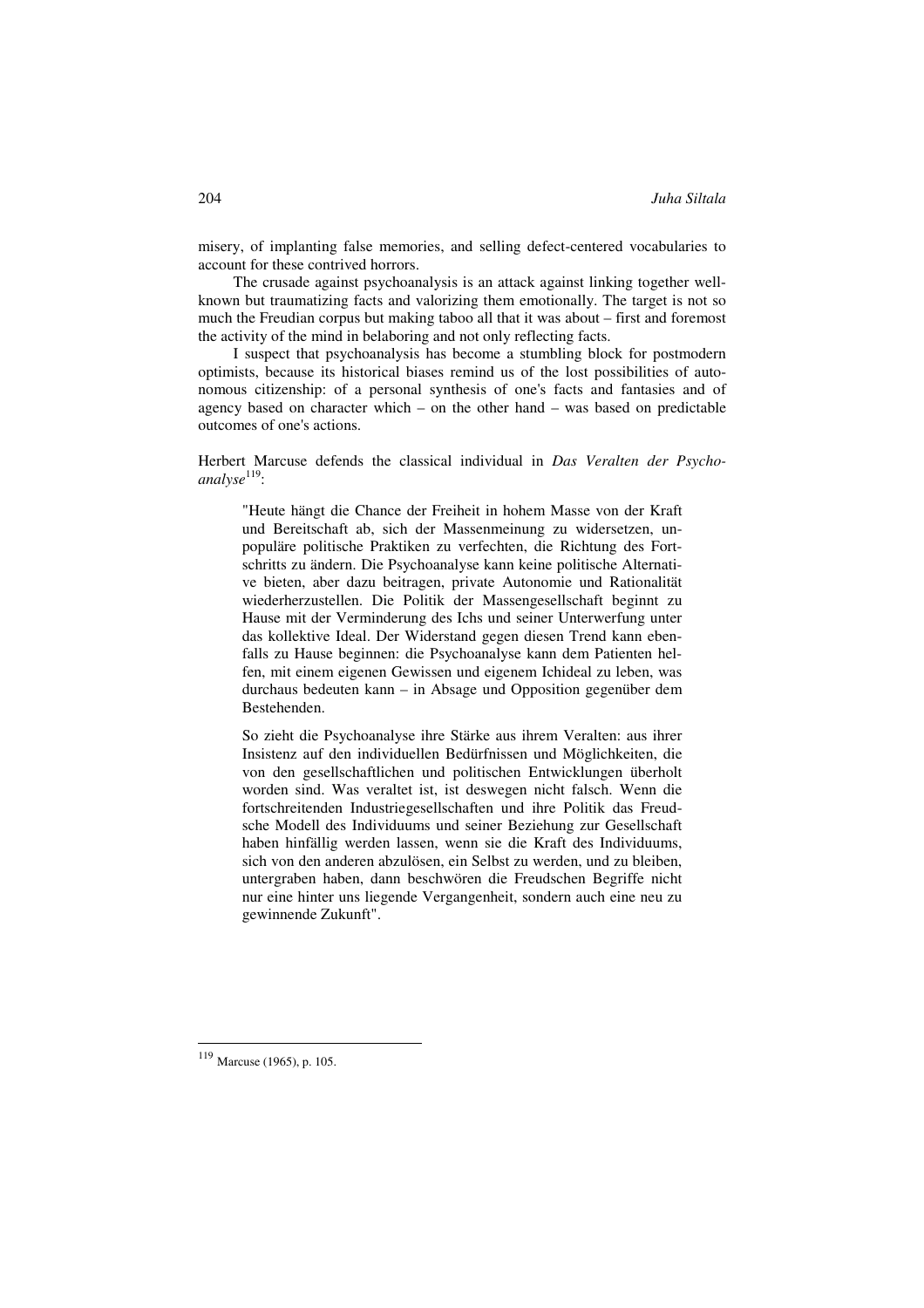misery, of implanting false memories, and selling defect-centered vocabularies to account for these contrived horrors.

The crusade against psychoanalysis is an attack against linking together well-known but traumatizing facts and valorizing them emotionally. The target is not so much the Freudian corpus but making taboo all that it was about – first and foremost the activity of the mind in belaboring and not only reflecting facts.

I suspect that psychoanalysis has become a stumbling block for postmodern optimists, because its historical biases remind us of the lost possibilities of autonomous citizenship: of a personal synthesis of one's facts and fantasies and of agency based on character which – on the other hand – was based on predictable outcomes of one's actions.

Herbert Marcuse defends the classical individual in *Das Veralten der Psychoanalyse*[119]:

> "Heute hängt die Chance der Freiheit in hohem Masse von der Kraft und Bereitschaft ab, sich der Massenmeinung zu widersetzen, unpopuläre politische Praktiken zu verfechten, die Richtung des Fortschritts zu ändern. Die Psychoanalyse kann keine politische Alternative bieten, aber dazu beitragen, private Autonomie und Rationalität wiederherzustellen. Die Politik der Massengesellschaft beginnt zu Hause mit der Verminderung des Ichs und seiner Unterwerfung unter das kollektive Ideal. Der Widerstand gegen diesen Trend kann ebenfalls zu Hause beginnen: die Psychoanalyse kann dem Patienten helfen, mit einem eigenen Gewissen und eigenem Ichideal zu leben, was durchaus bedeuten kann – in Absage und Opposition gegenüber dem Bestehenden.
>
> So zieht die Psychoanalyse ihre Stärke aus ihrem Veralten: aus ihrer Insistenz auf den individuellen Bedürfnissen und Möglichkeiten, die von den gesellschaftlichen und politischen Entwicklungen überholt worden sind. Was veraltet ist, ist deswegen nicht falsch. Wenn die fortschreitenden Industriegesellschaften und ihre Politik das Freudsche Modell des Individuums und seiner Beziehung zur Gesellschaft haben hinfällig werden lassen, wenn sie die Kraft des Individuums, sich von den anderen abzulösen, ein Selbst zu werden, und zu bleiben, untergraben haben, dann beschwören die Freudschen Begriffe nicht nur eine hinter uns liegende Vergangenheit, sondern auch eine neu zu gewinnende Zukunft".

---

[119] Marcuse (1965), p. 105.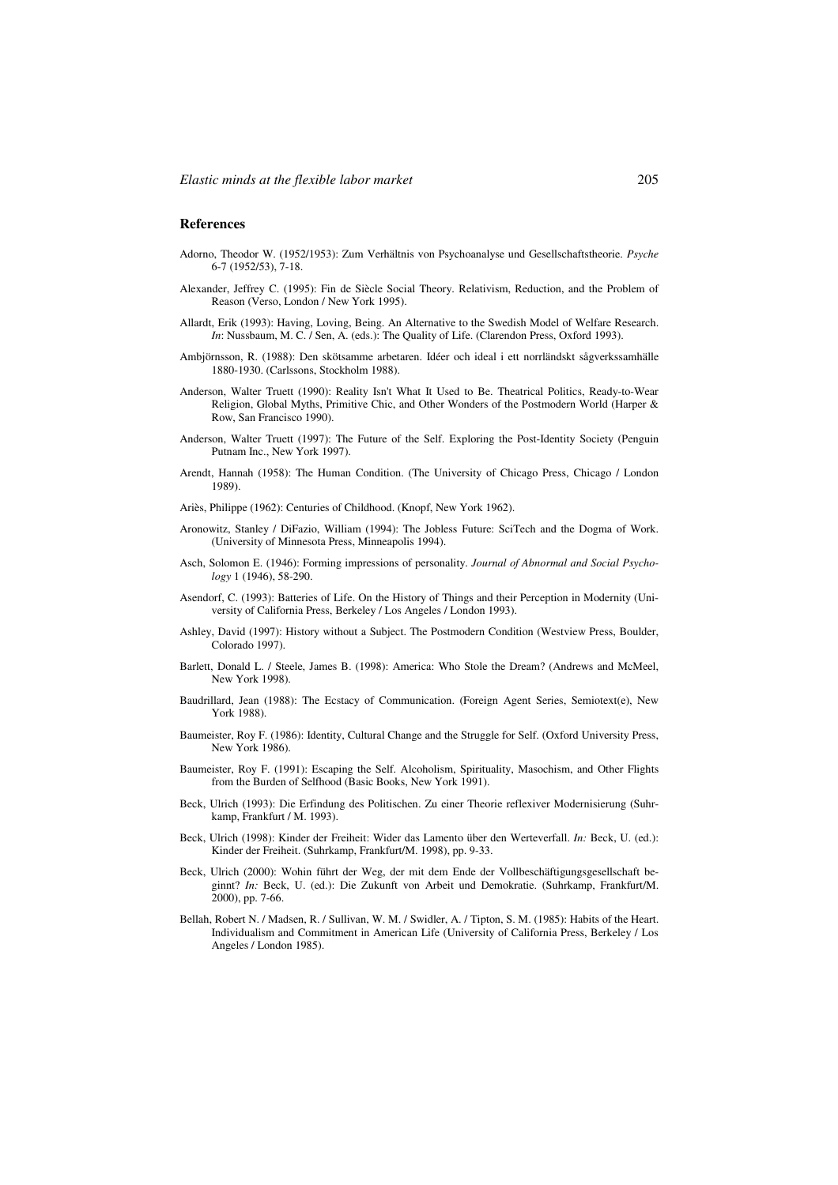## References

Adorno, Theodor W. (1952/1953): Zum Verhältnis von Psychoanalyse und Gesellschaftstheorie. *Psyche* 6-7 (1952/53), 7-18.

Alexander, Jeffrey C. (1995): Fin de Siècle Social Theory. Relativism, Reduction, and the Problem of Reason (Verso, London / New York 1995).

Allardt, Erik (1993): Having, Loving, Being. An Alternative to the Swedish Model of Welfare Research. *In*: Nussbaum, M. C. / Sen, A. (eds.): The Quality of Life. (Clarendon Press, Oxford 1993).

Ambjörnsson, R. (1988): Den skötsamme arbetaren. Idéer och ideal i ett norrländskt sågverkssamhälle 1880-1930. (Carlssons, Stockholm 1988).

Anderson, Walter Truett (1990): Reality Isn't What It Used to Be. Theatrical Politics, Ready-to-Wear Religion, Global Myths, Primitive Chic, and Other Wonders of the Postmodern World (Harper & Row, San Francisco 1990).

Anderson, Walter Truett (1997): The Future of the Self. Exploring the Post-Identity Society (Penguin Putnam Inc., New York 1997).

Arendt, Hannah (1958): The Human Condition. (The University of Chicago Press, Chicago / London 1989).

Ariès, Philippe (1962): Centuries of Childhood. (Knopf, New York 1962).

Aronowitz, Stanley / DiFazio, William (1994): The Jobless Future: SciTech and the Dogma of Work. (University of Minnesota Press, Minneapolis 1994).

Asch, Solomon E. (1946): Forming impressions of personality. *Journal of Abnormal and Social Psychology* 1 (1946), 58-290.

Asendorf, C. (1993): Batteries of Life. On the History of Things and their Perception in Modernity (University of California Press, Berkeley / Los Angeles / London 1993).

Ashley, David (1997): History without a Subject. The Postmodern Condition (Westview Press, Boulder, Colorado 1997).

Barlett, Donald L. / Steele, James B. (1998): America: Who Stole the Dream? (Andrews and McMeel, New York 1998).

Baudrillard, Jean (1988): The Ecstacy of Communication. (Foreign Agent Series, Semiotext(e), New York 1988).

Baumeister, Roy F. (1986): Identity, Cultural Change and the Struggle for Self. (Oxford University Press, New York 1986).

Baumeister, Roy F. (1991): Escaping the Self. Alcoholism, Spirituality, Masochism, and Other Flights from the Burden of Selfhood (Basic Books, New York 1991).

Beck, Ulrich (1993): Die Erfindung des Politischen. Zu einer Theorie reflexiver Modernisierung (Suhrkamp, Frankfurt / M. 1993).

Beck, Ulrich (1998): Kinder der Freiheit: Wider das Lamento über den Werteverfall. *In:* Beck, U. (ed.): Kinder der Freiheit. (Suhrkamp, Frankfurt/M. 1998), pp. 9-33.

Beck, Ulrich (2000): Wohin führt der Weg, der mit dem Ende der Vollbeschäftigungsgesellschaft beginnt? *In:* Beck, U. (ed.): Die Zukunft von Arbeit und Demokratie. (Suhrkamp, Frankfurt/M. 2000), pp. 7-66.

Bellah, Robert N. / Madsen, R. / Sullivan, W. M. / Swidler, A. / Tipton, S. M. (1985): Habits of the Heart. Individualism and Commitment in American Life (University of California Press, Berkeley / Los Angeles / London 1985).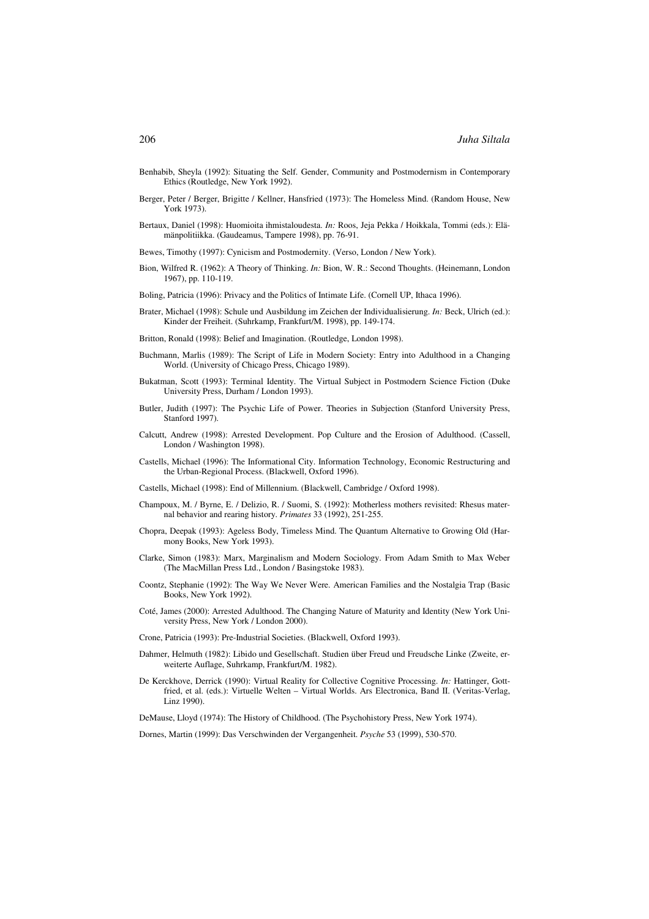Benhabib, Sheyla (1992): Situating the Self. Gender, Community and Postmodernism in Contemporary Ethics (Routledge, New York 1992).

Berger, Peter / Berger, Brigitte / Kellner, Hansfried (1973): The Homeless Mind. (Random House, New York 1973).

Bertaux, Daniel (1998): Huomioita ihmistaloudesta. *In:* Roos, Jeja Pekka / Hoikkala, Tommi (eds.): Elämänpolitiikka. (Gaudeamus, Tampere 1998), pp. 76-91.

Bewes, Timothy (1997): Cynicism and Postmodernity. (Verso, London / New York).

Bion, Wilfred R. (1962): A Theory of Thinking. *In:* Bion, W. R.: Second Thoughts. (Heinemann, London 1967), pp. 110-119.

Boling, Patricia (1996): Privacy and the Politics of Intimate Life. (Cornell UP, Ithaca 1996).

Brater, Michael (1998): Schule und Ausbildung im Zeichen der Individualisierung. *In:* Beck, Ulrich (ed.): Kinder der Freiheit. (Suhrkamp, Frankfurt/M. 1998), pp. 149-174.

Britton, Ronald (1998): Belief and Imagination. (Routledge, London 1998).

Buchmann, Marlis (1989): The Script of Life in Modern Society: Entry into Adulthood in a Changing World. (University of Chicago Press, Chicago 1989).

Bukatman, Scott (1993): Terminal Identity. The Virtual Subject in Postmodern Science Fiction (Duke University Press, Durham / London 1993).

Butler, Judith (1997): The Psychic Life of Power. Theories in Subjection (Stanford University Press, Stanford 1997).

Calcutt, Andrew (1998): Arrested Development. Pop Culture and the Erosion of Adulthood. (Cassell, London / Washington 1998).

Castells, Michael (1996): The Informational City. Information Technology, Economic Restructuring and the Urban-Regional Process. (Blackwell, Oxford 1996).

Castells, Michael (1998): End of Millennium. (Blackwell, Cambridge / Oxford 1998).

Champoux, M. / Byrne, E. / Delizio, R. / Suomi, S. (1992): Motherless mothers revisited: Rhesus maternal behavior and rearing history. *Primates* 33 (1992), 251-255.

Chopra, Deepak (1993): Ageless Body, Timeless Mind. The Quantum Alternative to Growing Old (Harmony Books, New York 1993).

Clarke, Simon (1983): Marx, Marginalism and Modern Sociology. From Adam Smith to Max Weber (The MacMillan Press Ltd., London / Basingstoke 1983).

Coontz, Stephanie (1992): The Way We Never Were. American Families and the Nostalgia Trap (Basic Books, New York 1992).

Coté, James (2000): Arrested Adulthood. The Changing Nature of Maturity and Identity (New York University Press, New York / London 2000).

Crone, Patricia (1993): Pre-Industrial Societies. (Blackwell, Oxford 1993).

Dahmer, Helmuth (1982): Libido und Gesellschaft. Studien über Freud und Freudsche Linke (Zweite, erweiterte Auflage, Suhrkamp, Frankfurt/M. 1982).

De Kerckhove, Derrick (1990): Virtual Reality for Collective Cognitive Processing. *In:* Hattinger, Gottfried, et al. (eds.): Virtuelle Welten – Virtual Worlds. Ars Electronica, Band II. (Veritas-Verlag, Linz 1990).

DeMause, Lloyd (1974): The History of Childhood. (The Psychohistory Press, New York 1974).

Dornes, Martin (1999): Das Verschwinden der Vergangenheit. *Psyche* 53 (1999), 530-570.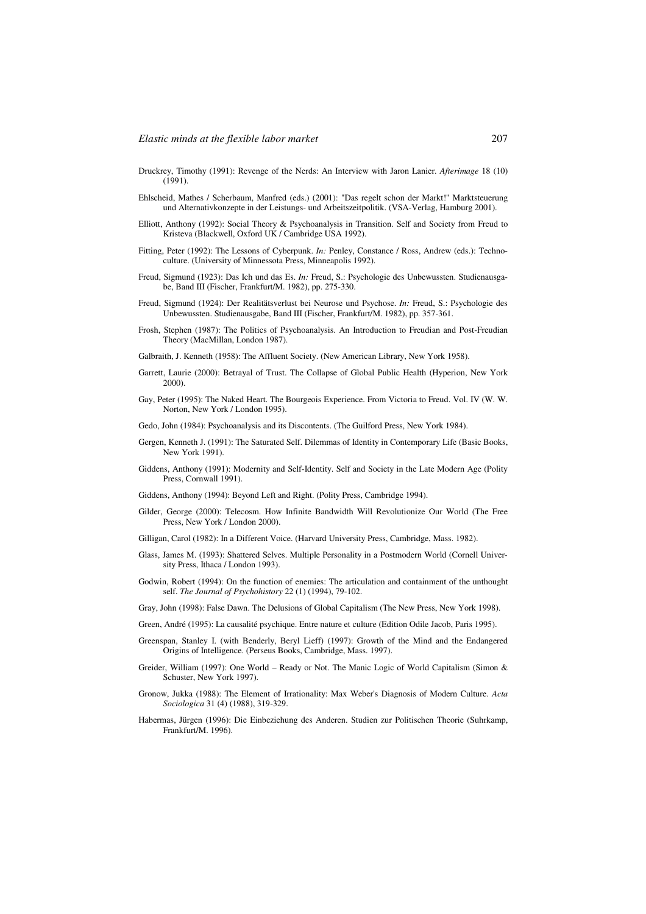Druckrey, Timothy (1991): Revenge of the Nerds: An Interview with Jaron Lanier. *Afterimage* 18 (10) (1991).

Ehlscheid, Mathes / Scherbaum, Manfred (eds.) (2001): "Das regelt schon der Markt!" Marktsteuerung und Alternativkonzepte in der Leistungs- und Arbeitszeitpolitik. (VSA-Verlag, Hamburg 2001).

Elliott, Anthony (1992): Social Theory & Psychoanalysis in Transition. Self and Society from Freud to Kristeva (Blackwell, Oxford UK / Cambridge USA 1992).

Fitting, Peter (1992): The Lessons of Cyberpunk. *In:* Penley, Constance / Ross, Andrew (eds.): Technoculture. (University of Minnessota Press, Minneapolis 1992).

Freud, Sigmund (1923): Das Ich und das Es. *In:* Freud, S.: Psychologie des Unbewussten. Studienausgabe, Band III (Fischer, Frankfurt/M. 1982), pp. 275-330.

Freud, Sigmund (1924): Der Realitätsverlust bei Neurose und Psychose. *In:* Freud, S.: Psychologie des Unbewussten. Studienausgabe, Band III (Fischer, Frankfurt/M. 1982), pp. 357-361.

Frosh, Stephen (1987): The Politics of Psychoanalysis. An Introduction to Freudian and Post-Freudian Theory (MacMillan, London 1987).

Galbraith, J. Kenneth (1958): The Affluent Society. (New American Library, New York 1958).

Garrett, Laurie (2000): Betrayal of Trust. The Collapse of Global Public Health (Hyperion, New York 2000).

Gay, Peter (1995): The Naked Heart. The Bourgeois Experience. From Victoria to Freud. Vol. IV (W. W. Norton, New York / London 1995).

Gedo, John (1984): Psychoanalysis and its Discontents. (The Guilford Press, New York 1984).

Gergen, Kenneth J. (1991): The Saturated Self. Dilemmas of Identity in Contemporary Life (Basic Books, New York 1991).

Giddens, Anthony (1991): Modernity and Self-Identity. Self and Society in the Late Modern Age (Polity Press, Cornwall 1991).

Giddens, Anthony (1994): Beyond Left and Right. (Polity Press, Cambridge 1994).

Gilder, George (2000): Telecosm. How Infinite Bandwidth Will Revolutionize Our World (The Free Press, New York / London 2000).

Gilligan, Carol (1982): In a Different Voice. (Harvard University Press, Cambridge, Mass. 1982).

Glass, James M. (1993): Shattered Selves. Multiple Personality in a Postmodern World (Cornell University Press, Ithaca / London 1993).

Godwin, Robert (1994): On the function of enemies: The articulation and containment of the unthought self. *The Journal of Psychohistory* 22 (1) (1994), 79-102.

Gray, John (1998): False Dawn. The Delusions of Global Capitalism (The New Press, New York 1998).

Green, André (1995): La causalité psychique. Entre nature et culture (Edition Odile Jacob, Paris 1995).

Greenspan, Stanley I. (with Benderly, Beryl Lieff) (1997): Growth of the Mind and the Endangered Origins of Intelligence. (Perseus Books, Cambridge, Mass. 1997).

Greider, William (1997): One World – Ready or Not. The Manic Logic of World Capitalism (Simon & Schuster, New York 1997).

Gronow, Jukka (1988): The Element of Irrationality: Max Weber's Diagnosis of Modern Culture. *Acta Sociologica* 31 (4) (1988), 319-329.

Habermas, Jürgen (1996): Die Einbeziehung des Anderen. Studien zur Politischen Theorie (Suhrkamp, Frankfurt/M. 1996).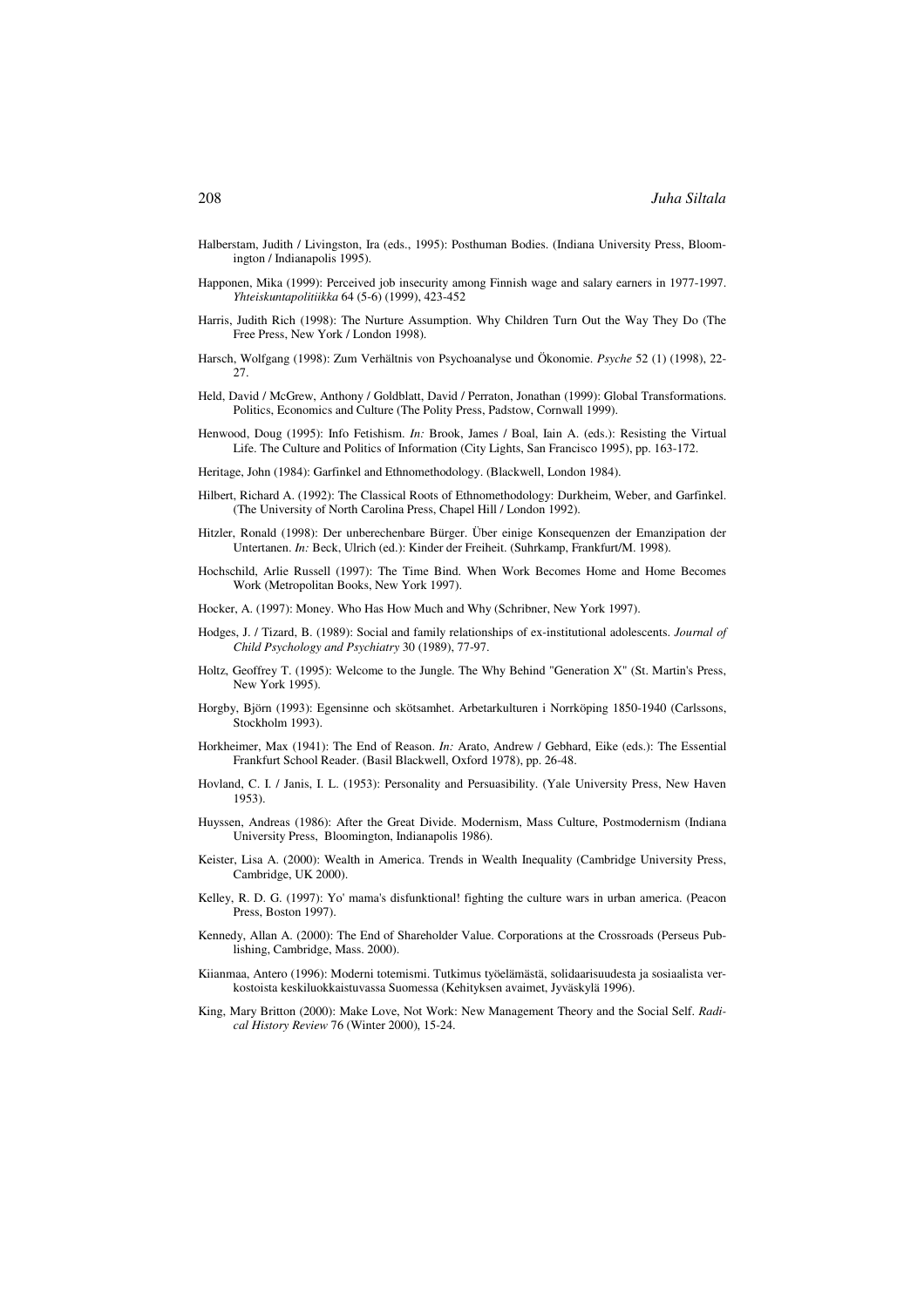Halberstam, Judith / Livingston, Ira (eds., 1995): Posthuman Bodies. (Indiana University Press, Bloomington / Indianapolis 1995).

Happonen, Mika (1999): Perceived job insecurity among Finnish wage and salary earners in 1977-1997. *Yhteiskuntapolitiikka* 64 (5-6) (1999), 423-452

Harris, Judith Rich (1998): The Nurture Assumption. Why Children Turn Out the Way They Do (The Free Press, New York / London 1998).

Harsch, Wolfgang (1998): Zum Verhältnis von Psychoanalyse und Ökonomie. *Psyche* 52 (1) (1998), 22-27.

Held, David / McGrew, Anthony / Goldblatt, David / Perraton, Jonathan (1999): Global Transformations. Politics, Economics and Culture (The Polity Press, Padstow, Cornwall 1999).

Henwood, Doug (1995): Info Fetishism. *In:* Brook, James / Boal, Iain A. (eds.): Resisting the Virtual Life. The Culture and Politics of Information (City Lights, San Francisco 1995), pp. 163-172.

Heritage, John (1984): Garfinkel and Ethnomethodology. (Blackwell, London 1984).

Hilbert, Richard A. (1992): The Classical Roots of Ethnomethodology: Durkheim, Weber, and Garfinkel. (The University of North Carolina Press, Chapel Hill / London 1992).

Hitzler, Ronald (1998): Der unberechenbare Bürger. Über einige Konsequenzen der Emanzipation der Untertanen. *In:* Beck, Ulrich (ed.): Kinder der Freiheit. (Suhrkamp, Frankfurt/M. 1998).

Hochschild, Arlie Russell (1997): The Time Bind. When Work Becomes Home and Home Becomes Work (Metropolitan Books, New York 1997).

Hocker, A. (1997): Money. Who Has How Much and Why (Schribner, New York 1997).

Hodges, J. / Tizard, B. (1989): Social and family relationships of ex-institutional adolescents. *Journal of Child Psychology and Psychiatry* 30 (1989), 77-97.

Holtz, Geoffrey T. (1995): Welcome to the Jungle. The Why Behind "Generation X" (St. Martin's Press, New York 1995).

Horgby, Björn (1993): Egensinne och skötsamhet. Arbetarkulturen i Norrköping 1850-1940 (Carlssons, Stockholm 1993).

Horkheimer, Max (1941): The End of Reason. *In:* Arato, Andrew / Gebhard, Eike (eds.): The Essential Frankfurt School Reader. (Basil Blackwell, Oxford 1978), pp. 26-48.

Hovland, C. I. / Janis, I. L. (1953): Personality and Persuasibility. (Yale University Press, New Haven 1953).

Huyssen, Andreas (1986): After the Great Divide. Modernism, Mass Culture, Postmodernism (Indiana University Press, Bloomington, Indianapolis 1986).

Keister, Lisa A. (2000): Wealth in America. Trends in Wealth Inequality (Cambridge University Press, Cambridge, UK 2000).

Kelley, R. D. G. (1997): Yo' mama's disfunktional! fighting the culture wars in urban america. (Peacon Press, Boston 1997).

Kennedy, Allan A. (2000): The End of Shareholder Value. Corporations at the Crossroads (Perseus Publishing, Cambridge, Mass. 2000).

Kiianmaa, Antero (1996): Moderni totemismi. Tutkimus työelämästä, solidaarisuudesta ja sosiaalista verkostoista keskiluokkaistuvassa Suomessa (Kehityksen avaimet, Jyväskylä 1996).

King, Mary Britton (2000): Make Love, Not Work: New Management Theory and the Social Self. *Radical History Review* 76 (Winter 2000), 15-24.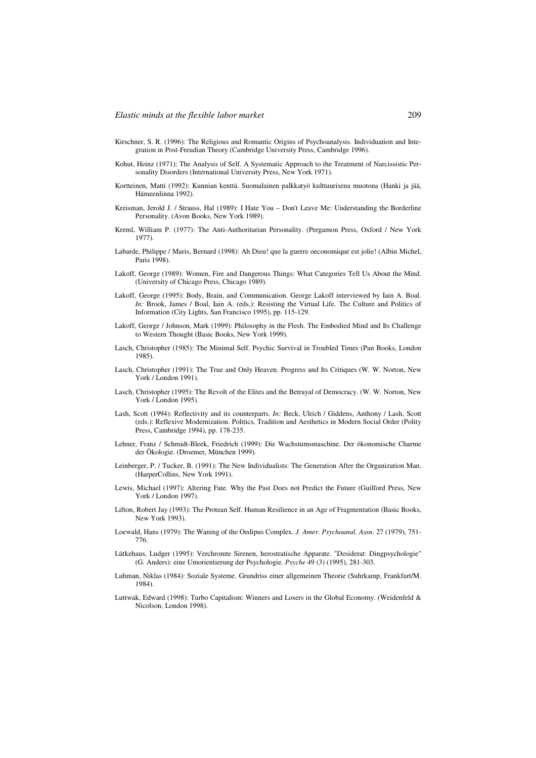Kirschner, S. R. (1996): The Religious and Romantic Origins of Psychoanalysis. Individuation and Integration in Post-Freudian Theory (Cambridge University Press, Cambridge 1996).

Kohut, Heinz (1971): The Analysis of Self. A Systematic Approach to the Treatment of Narcissistic Personality Disorders (International University Press, New York 1971).

Kortteinen, Matti (1992): Kunnian kenttä. Suomalainen palkkatyö kulttuurisena muotona (Hanki ja jää, Hämeenlinna 1992).

Kreisman, Jerold J. / Strauss, Hal (1989): I Hate You – Don't Leave Me: Understanding the Borderline Personality. (Avon Books, New York 1989).

Kreml, William P. (1977): The Anti-Authoritarian Personality. (Pergamon Press, Oxford / New York 1977).

Labarde, Philippe / Maris, Bernard (1998): Ah Dieu! que la guerre oeconomique est jolie! (Albin Michel, Paris 1998).

Lakoff, George (1989): Women, Fire and Dangerous Things: What Categories Tell Us About the Mind. (University of Chicago Press, Chicago 1989).

Lakoff, George (1995): Body, Brain, and Communication. George Lakoff interviewed by Iain A. Boal. *In:* Brook, James / Boal, Iain A. (eds.): Resisting the Virtual Life. The Culture and Politics of Information (City Lights, San Francisco 1995), pp. 115-129.

Lakoff, George / Johnson, Mark (1999): Philosophy in the Flesh. The Embodied Mind and Its Challenge to Western Thought (Basic Books, New York 1999).

Lasch, Christopher (1985): The Minimal Self. Psychic Survival in Troubled Times (Pan Books, London 1985).

Lasch, Christopher (1991): The True and Only Heaven. Progress and Its Critiques (W. W. Norton, New York / London 1991).

Lasch, Christopher (1995): The Revolt of the Elites and the Betrayal of Democracy. (W. W. Norton, New York / London 1995).

Lash, Scott (1994): Reflectivity and its counterparts. *In:* Beck, Ulrich / Giddens, Anthony / Lash, Scott (eds.): Reflexive Modernization. Politics, Tradition and Aesthetics in Modern Social Order (Polity Press, Cambridge 1994), pp. 178-235.

Lehner, Franz / Schmidt-Bleek, Friedrich (1999): Die Wachstumsmaschine. Der ökonomische Charme der Ökologie. (Droemer, München 1999).

Leinberger, P. / Tucker, B. (1991): The New Individualists: The Generation After the Organization Man. (HarperCollins, New York 1991).

Lewis, Michael (1997): Altering Fate. Why the Past Does not Predict the Future (Guilford Press, New York / London 1997).

Lifton, Robert Jay (1993): The Protean Self. Human Resilience in an Age of Fragmentation (Basic Books, New York 1993).

Loewald, Hans (1979): The Waning of the Oedipus Complex. *J. Amer. Psychoanal. Assn.* 27 (1979), 751-776.

Lütkehaus, Ludger (1995): Verchromte Sirenen, herostratische Apparate. "Desiderat: Dingpsychologie" (G. Anders): eine Umorientierung der Psychologie. *Psyche* 49 (3) (1995), 281-303.

Luhman, Niklas (1984): Soziale Systeme. Grundriss einer allgemeinen Theorie (Suhrkamp, Frankfurt/M. 1984).

Luttwak, Edward (1998): Turbo Capitalism: Winners and Losers in the Global Economy. (Weidenfeld & Nicolson, London 1998).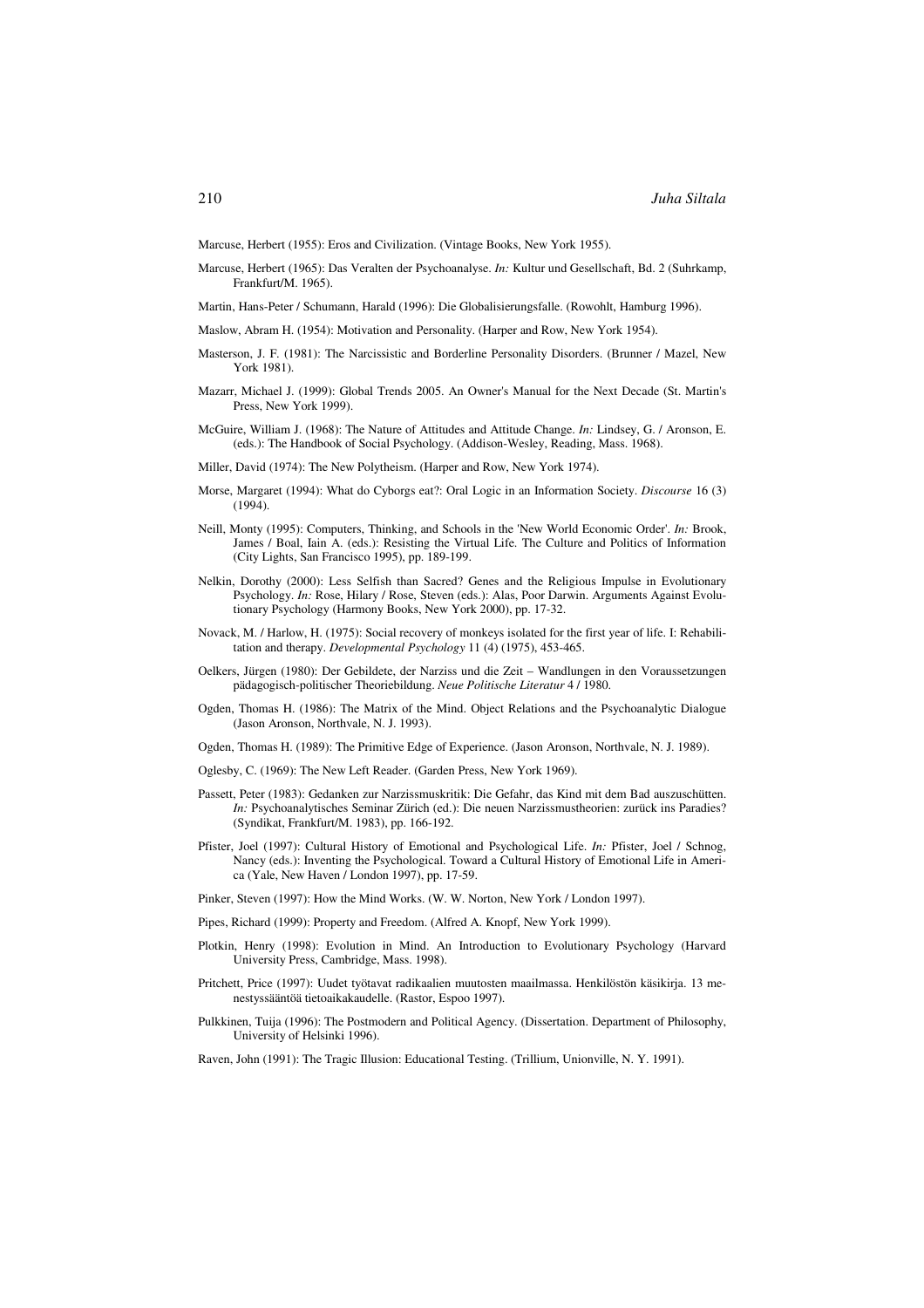Marcuse, Herbert (1955): Eros and Civilization. (Vintage Books, New York 1955).

Marcuse, Herbert (1965): Das Veralten der Psychoanalyse. *In:* Kultur und Gesellschaft, Bd. 2 (Suhrkamp, Frankfurt/M. 1965).

Martin, Hans-Peter / Schumann, Harald (1996): Die Globalisierungsfalle. (Rowohlt, Hamburg 1996).

Maslow, Abram H. (1954): Motivation and Personality. (Harper and Row, New York 1954).

Masterson, J. F. (1981): The Narcissistic and Borderline Personality Disorders. (Brunner / Mazel, New York 1981).

Mazarr, Michael J. (1999): Global Trends 2005. An Owner's Manual for the Next Decade (St. Martin's Press, New York 1999).

McGuire, William J. (1968): The Nature of Attitudes and Attitude Change. *In:* Lindsey, G. / Aronson, E. (eds.): The Handbook of Social Psychology. (Addison-Wesley, Reading, Mass. 1968).

Miller, David (1974): The New Polytheism. (Harper and Row, New York 1974).

Morse, Margaret (1994): What do Cyborgs eat?: Oral Logic in an Information Society. *Discourse* 16 (3) (1994).

Neill, Monty (1995): Computers, Thinking, and Schools in the 'New World Economic Order'. *In:* Brook, James / Boal, Iain A. (eds.): Resisting the Virtual Life. The Culture and Politics of Information (City Lights, San Francisco 1995), pp. 189-199.

Nelkin, Dorothy (2000): Less Selfish than Sacred? Genes and the Religious Impulse in Evolutionary Psychology. *In:* Rose, Hilary / Rose, Steven (eds.): Alas, Poor Darwin. Arguments Against Evolutionary Psychology (Harmony Books, New York 2000), pp. 17-32.

Novack, M. / Harlow, H. (1975): Social recovery of monkeys isolated for the first year of life. I: Rehabilitation and therapy. *Developmental Psychology* 11 (4) (1975), 453-465.

Oelkers, Jürgen (1980): Der Gebildete, der Narziss und die Zeit – Wandlungen in den Voraussetzungen pädagogisch-politischer Theoriebildung. *Neue Politische Literatur* 4 / 1980.

Ogden, Thomas H. (1986): The Matrix of the Mind. Object Relations and the Psychoanalytic Dialogue (Jason Aronson, Northvale, N. J. 1993).

Ogden, Thomas H. (1989): The Primitive Edge of Experience. (Jason Aronson, Northvale, N. J. 1989).

Oglesby, C. (1969): The New Left Reader. (Garden Press, New York 1969).

Passett, Peter (1983): Gedanken zur Narzissmuskritik: Die Gefahr, das Kind mit dem Bad auszuschütten. *In:* Psychoanalytisches Seminar Zürich (ed.): Die neuen Narzissmustheorien: zurück ins Paradies? (Syndikat, Frankfurt/M. 1983), pp. 166-192.

Pfister, Joel (1997): Cultural History of Emotional and Psychological Life. *In:* Pfister, Joel / Schnog, Nancy (eds.): Inventing the Psychological. Toward a Cultural History of Emotional Life in America (Yale, New Haven / London 1997), pp. 17-59.

Pinker, Steven (1997): How the Mind Works. (W. W. Norton, New York / London 1997).

Pipes, Richard (1999): Property and Freedom. (Alfred A. Knopf, New York 1999).

Plotkin, Henry (1998): Evolution in Mind. An Introduction to Evolutionary Psychology (Harvard University Press, Cambridge, Mass. 1998).

Pritchett, Price (1997): Uudet työtavat radikaalien muutosten maailmassa. Henkilöstön käsikirja. 13 menestyssääntöä tietoaikakaudelle. (Rastor, Espoo 1997).

Pulkkinen, Tuija (1996): The Postmodern and Political Agency. (Dissertation. Department of Philosophy, University of Helsinki 1996).

Raven, John (1991): The Tragic Illusion: Educational Testing. (Trillium, Unionville, N. Y. 1991).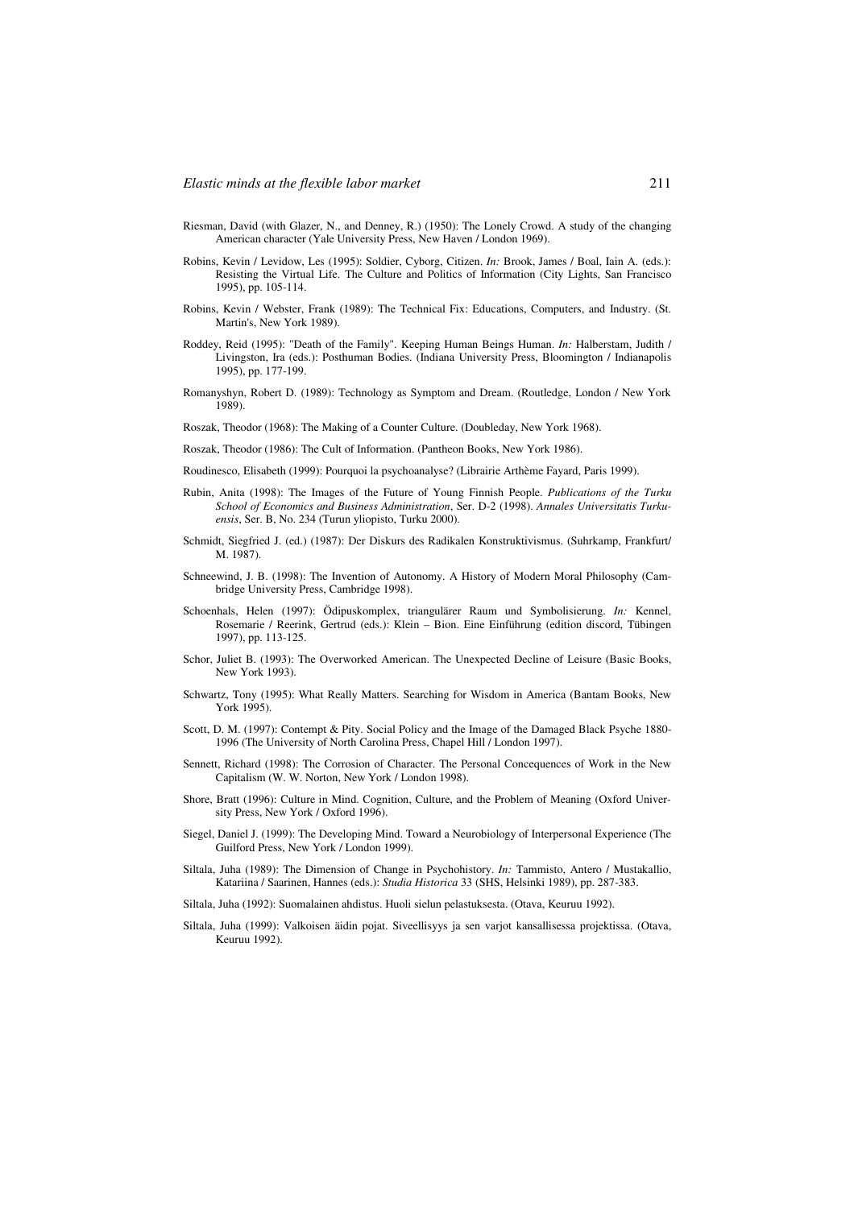Riesman, David (with Glazer, N., and Denney, R.) (1950): The Lonely Crowd. A study of the changing American character (Yale University Press, New Haven / London 1969).

Robins, Kevin / Levidow, Les (1995): Soldier, Cyborg, Citizen. *In:* Brook, James / Boal, Iain A. (eds.): Resisting the Virtual Life. The Culture and Politics of Information (City Lights, San Francisco 1995), pp. 105-114.

Robins, Kevin / Webster, Frank (1989): The Technical Fix: Educations, Computers, and Industry. (St. Martin's, New York 1989).

Roddey, Reid (1995): "Death of the Family". Keeping Human Beings Human. *In:* Halberstam, Judith / Livingston, Ira (eds.): Posthuman Bodies. (Indiana University Press, Bloomington / Indianapolis 1995), pp. 177-199.

Romanyshyn, Robert D. (1989): Technology as Symptom and Dream. (Routledge, London / New York 1989).

Roszak, Theodor (1968): The Making of a Counter Culture. (Doubleday, New York 1968).

Roszak, Theodor (1986): The Cult of Information. (Pantheon Books, New York 1986).

Roudinesco, Elisabeth (1999): Pourquoi la psychoanalyse? (Librairie Arthème Fayard, Paris 1999).

Rubin, Anita (1998): The Images of the Future of Young Finnish People. *Publications of the Turku School of Economics and Business Administration*, Ser. D-2 (1998). *Annales Universitatis Turkuensis*, Ser. B, No. 234 (Turun yliopisto, Turku 2000).

Schmidt, Siegfried J. (ed.) (1987): Der Diskurs des Radikalen Konstruktivismus. (Suhrkamp, Frankfurt/ M. 1987).

Schneewind, J. B. (1998): The Invention of Autonomy. A History of Modern Moral Philosophy (Cambridge University Press, Cambridge 1998).

Schoenhals, Helen (1997): Ödipuskomplex, triangulärer Raum und Symbolisierung. *In:* Kennel, Rosemarie / Reerink, Gertrud (eds.): Klein – Bion. Eine Einführung (edition discord, Tübingen 1997), pp. 113-125.

Schor, Juliet B. (1993): The Overworked American. The Unexpected Decline of Leisure (Basic Books, New York 1993).

Schwartz, Tony (1995): What Really Matters. Searching for Wisdom in America (Bantam Books, New York 1995).

Scott, D. M. (1997): Contempt & Pity. Social Policy and the Image of the Damaged Black Psyche 1880-1996 (The University of North Carolina Press, Chapel Hill / London 1997).

Sennett, Richard (1998): The Corrosion of Character. The Personal Concequences of Work in the New Capitalism (W. W. Norton, New York / London 1998).

Shore, Bratt (1996): Culture in Mind. Cognition, Culture, and the Problem of Meaning (Oxford University Press, New York / Oxford 1996).

Siegel, Daniel J. (1999): The Developing Mind. Toward a Neurobiology of Interpersonal Experience (The Guilford Press, New York / London 1999).

Siltala, Juha (1989): The Dimension of Change in Psychohistory. *In:* Tammisto, Antero / Mustakallio, Katariina / Saarinen, Hannes (eds.): *Studia Historica* 33 (SHS, Helsinki 1989), pp. 287-383.

Siltala, Juha (1992): Suomalainen ahdistus. Huoli sielun pelastuksesta. (Otava, Keuruu 1992).

Siltala, Juha (1999): Valkoisen äidin pojat. Siveellisyys ja sen varjot kansallisessa projektissa. (Otava, Keuruu 1992).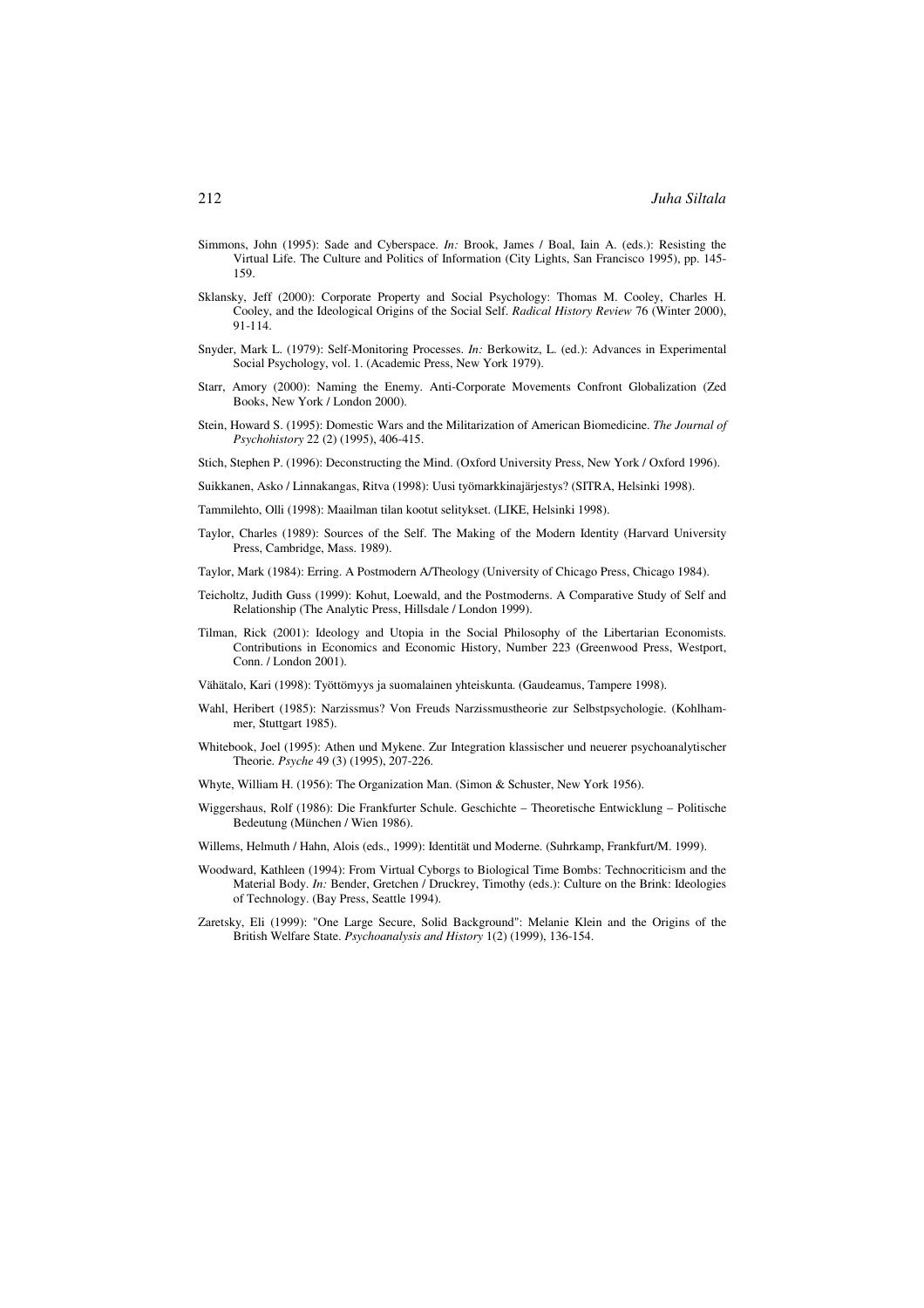Simmons, John (1995): Sade and Cyberspace. *In:* Brook, James / Boal, Iain A. (eds.): Resisting the Virtual Life. The Culture and Politics of Information (City Lights, San Francisco 1995), pp. 145-159.

Sklansky, Jeff (2000): Corporate Property and Social Psychology: Thomas M. Cooley, Charles H. Cooley, and the Ideological Origins of the Social Self. *Radical History Review* 76 (Winter 2000), 91-114.

Snyder, Mark L. (1979): Self-Monitoring Processes. *In:* Berkowitz, L. (ed.): Advances in Experimental Social Psychology, vol. 1. (Academic Press, New York 1979).

Starr, Amory (2000): Naming the Enemy. Anti-Corporate Movements Confront Globalization (Zed Books, New York / London 2000).

Stein, Howard S. (1995): Domestic Wars and the Militarization of American Biomedicine. *The Journal of Psychohistory* 22 (2) (1995), 406-415.

Stich, Stephen P. (1996): Deconstructing the Mind. (Oxford University Press, New York / Oxford 1996).

Suikkanen, Asko / Linnakangas, Ritva (1998): Uusi työmarkkinajärjestys? (SITRA, Helsinki 1998).

Tammilehto, Olli (1998): Maailman tilan kootut selitykset. (LIKE, Helsinki 1998).

Taylor, Charles (1989): Sources of the Self. The Making of the Modern Identity (Harvard University Press, Cambridge, Mass. 1989).

Taylor, Mark (1984): Erring. A Postmodern A/Theology (University of Chicago Press, Chicago 1984).

Teicholtz, Judith Guss (1999): Kohut, Loewald, and the Postmoderns. A Comparative Study of Self and Relationship (The Analytic Press, Hillsdale / London 1999).

Tilman, Rick (2001): Ideology and Utopia in the Social Philosophy of the Libertarian Economists. Contributions in Economics and Economic History, Number 223 (Greenwood Press, Westport, Conn. / London 2001).

Vähätalo, Kari (1998): Työttömyys ja suomalainen yhteiskunta. (Gaudeamus, Tampere 1998).

Wahl, Heribert (1985): Narzissmus? Von Freuds Narzissmustheorie zur Selbstpsychologie. (Kohlhammer, Stuttgart 1985).

Whitebook, Joel (1995): Athen und Mykene. Zur Integration klassischer und neuerer psychoanalytischer Theorie. *Psyche* 49 (3) (1995), 207-226.

Whyte, William H. (1956): The Organization Man. (Simon & Schuster, New York 1956).

Wiggershaus, Rolf (1986): Die Frankfurter Schule. Geschichte – Theoretische Entwicklung – Politische Bedeutung (München / Wien 1986).

Willems, Helmuth / Hahn, Alois (eds., 1999): Identität und Moderne. (Suhrkamp, Frankfurt/M. 1999).

Woodward, Kathleen (1994): From Virtual Cyborgs to Biological Time Bombs: Technocriticism and the Material Body. *In:* Bender, Gretchen / Druckrey, Timothy (eds.): Culture on the Brink: Ideologies of Technology. (Bay Press, Seattle 1994).

Zaretsky, Eli (1999): "One Large Secure, Solid Background": Melanie Klein and the Origins of the British Welfare State. *Psychoanalysis and History* 1(2) (1999), 136-154.